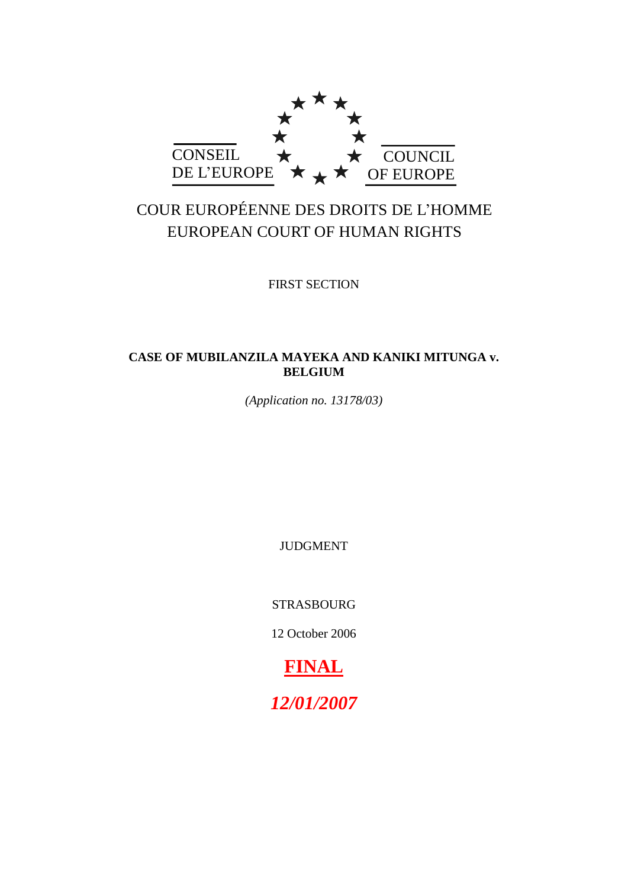CONSEIL DE L'EUROPE

COUNCIL OF EUROPE

COUR EUROPÉENNE DES DROITS DE L'HOMME

EUROPEAN COURT OF HUMAN RIGHTS

FIRST SECTION

**CASE OF MUBILANZILA MAYEKA AND KANIKI MITUNGA v. BELGIUM**

*(Application no. 13178/03)*

JUDGMENT

STRASBOURG

12 October 2006

**FINAL**

***12/01/2007***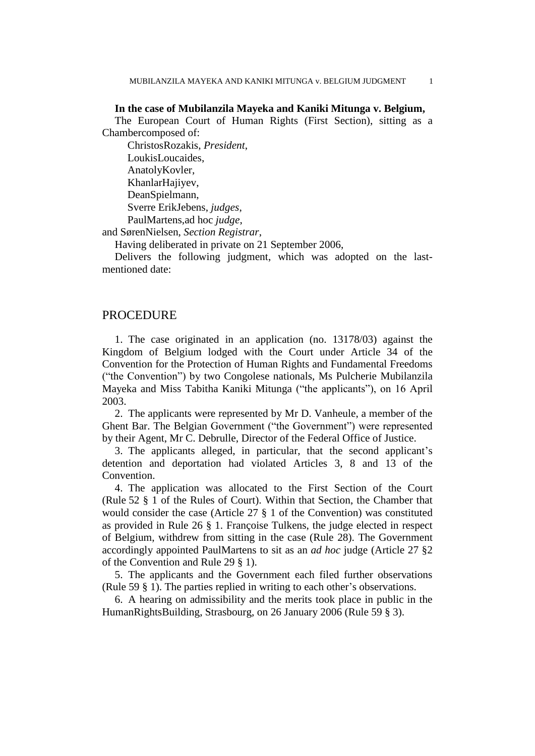**In the case of Mubilanzila Mayeka and Kaniki Mitunga v. Belgium,**

The European Court of Human Rights (First Section), sitting as a Chambercomposed of:

ChristosRozakis, *President*,
LoukisLoucaides,
AnatolyKovler,
KhanlarHajiyev,
DeanSpielmann,
Sverre ErikJebens, *judges*,
PaulMartens,ad hoc *judge*,

and SørenNielsen, *Section Registrar*,

Having deliberated in private on 21 September 2006,

Delivers the following judgment, which was adopted on the last-mentioned date:

## PROCEDURE

1. The case originated in an application (no. 13178/03) against the Kingdom of Belgium lodged with the Court under Article 34 of the Convention for the Protection of Human Rights and Fundamental Freedoms (“the Convention”) by two Congolese nationals, Ms Pulcherie Mubilanzila Mayeka and Miss Tabitha Kaniki Mitunga (“the applicants”), on 16 April 2003.

2. The applicants were represented by Mr D. Vanheule, a member of the Ghent Bar. The Belgian Government (“the Government”) were represented by their Agent, Mr C. Debrulle, Director of the Federal Office of Justice.

3. The applicants alleged, in particular, that the second applicant’s detention and deportation had violated Articles 3, 8 and 13 of the Convention.

4. The application was allocated to the First Section of the Court (Rule 52 § 1 of the Rules of Court). Within that Section, the Chamber that would consider the case (Article 27 § 1 of the Convention) was constituted as provided in Rule 26 § 1. Françoise Tulkens, the judge elected in respect of Belgium, withdrew from sitting in the case (Rule 28). The Government accordingly appointed PaulMartens to sit as an *ad hoc* judge (Article 27 §2 of the Convention and Rule 29 § 1).

5. The applicants and the Government each filed further observations (Rule 59 § 1). The parties replied in writing to each other’s observations.

6. A hearing on admissibility and the merits took place in public in the HumanRightsBuilding, Strasbourg, on 26 January 2006 (Rule 59 § 3).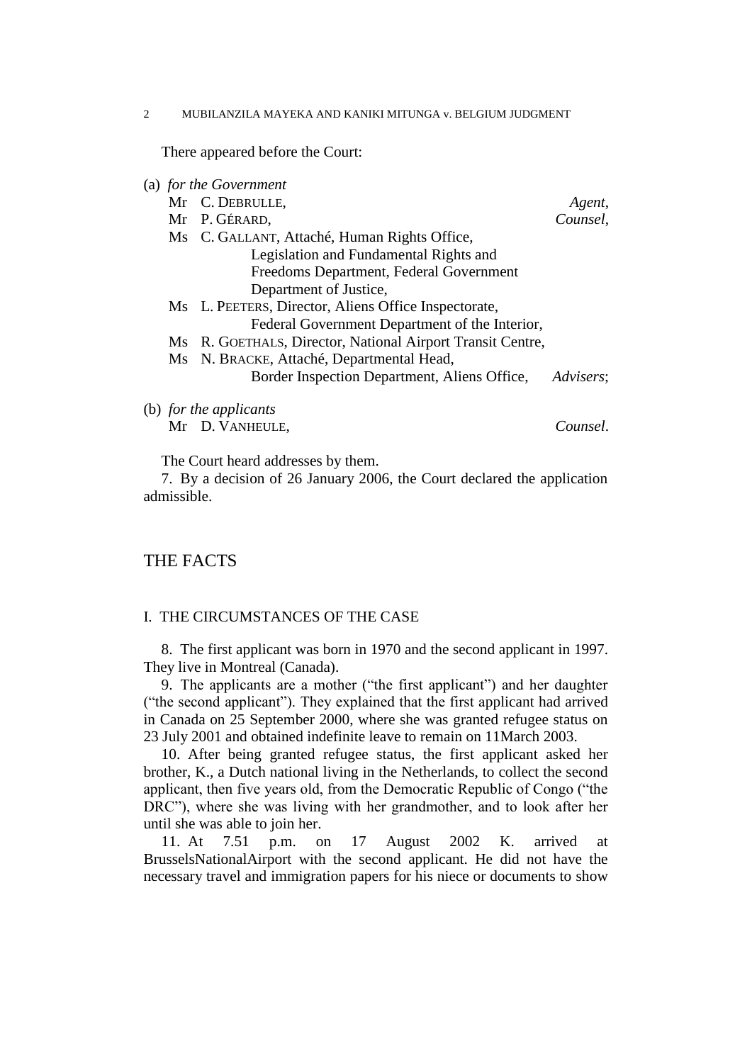There appeared before the Court:

(a) *for the Government*

Mr C. DEBRULLE, *Agent*,
Mr P. GÉRARD, *Counsel*,
Ms C. GALLANT, Attaché, Human Rights Office, Legislation and Fundamental Rights and Freedoms Department, Federal Government Department of Justice,
Ms L. PEETERS, Director, Aliens Office Inspectorate, Federal Government Department of the Interior,
Ms R. GOETHALS, Director, National Airport Transit Centre,
Ms N. BRACKE, Attaché, Departmental Head, Border Inspection Department, Aliens Office, *Advisers*;

(b) *for the applicants*

Mr D. VANHEULE, *Counsel*.

The Court heard addresses by them.

7. By a decision of 26 January 2006, the Court declared the application admissible.

# THE FACTS

## I. THE CIRCUMSTANCES OF THE CASE

8. The first applicant was born in 1970 and the second applicant in 1997. They live in Montreal (Canada).

9. The applicants are a mother ("the first applicant") and her daughter ("the second applicant"). They explained that the first applicant had arrived in Canada on 25 September 2000, where she was granted refugee status on 23 July 2001 and obtained indefinite leave to remain on 11March 2003.

10. After being granted refugee status, the first applicant asked her brother, K., a Dutch national living in the Netherlands, to collect the second applicant, then five years old, from the Democratic Republic of Congo ("the DRC"), where she was living with her grandmother, and to look after her until she was able to join her.

11. At 7.51 p.m. on 17 August 2002 K. arrived at BrusselsNationalAirport with the second applicant. He did not have the necessary travel and immigration papers for his niece or documents to show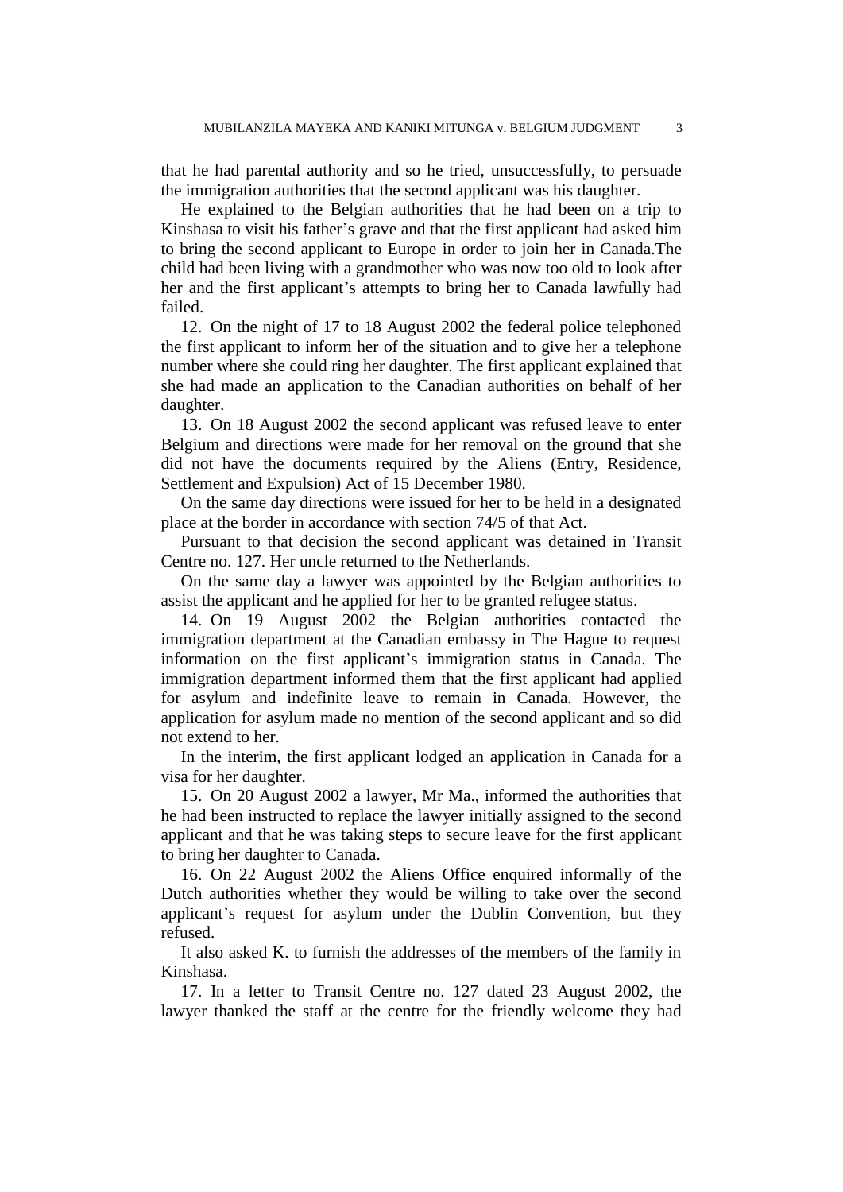that he had parental authority and so he tried, unsuccessfully, to persuade the immigration authorities that the second applicant was his daughter.

He explained to the Belgian authorities that he had been on a trip to Kinshasa to visit his father's grave and that the first applicant had asked him to bring the second applicant to Europe in order to join her in Canada.The child had been living with a grandmother who was now too old to look after her and the first applicant's attempts to bring her to Canada lawfully had failed.

12. On the night of 17 to 18 August 2002 the federal police telephoned the first applicant to inform her of the situation and to give her a telephone number where she could ring her daughter. The first applicant explained that she had made an application to the Canadian authorities on behalf of her daughter.

13. On 18 August 2002 the second applicant was refused leave to enter Belgium and directions were made for her removal on the ground that she did not have the documents required by the Aliens (Entry, Residence, Settlement and Expulsion) Act of 15 December 1980.

On the same day directions were issued for her to be held in a designated place at the border in accordance with section 74/5 of that Act.

Pursuant to that decision the second applicant was detained in Transit Centre no. 127. Her uncle returned to the Netherlands.

On the same day a lawyer was appointed by the Belgian authorities to assist the applicant and he applied for her to be granted refugee status.

14. On 19 August 2002 the Belgian authorities contacted the immigration department at the Canadian embassy in The Hague to request information on the first applicant's immigration status in Canada. The immigration department informed them that the first applicant had applied for asylum and indefinite leave to remain in Canada. However, the application for asylum made no mention of the second applicant and so did not extend to her.

In the interim, the first applicant lodged an application in Canada for a visa for her daughter.

15. On 20 August 2002 a lawyer, Mr Ma., informed the authorities that he had been instructed to replace the lawyer initially assigned to the second applicant and that he was taking steps to secure leave for the first applicant to bring her daughter to Canada.

16. On 22 August 2002 the Aliens Office enquired informally of the Dutch authorities whether they would be willing to take over the second applicant's request for asylum under the Dublin Convention, but they refused.

It also asked K. to furnish the addresses of the members of the family in Kinshasa.

17. In a letter to Transit Centre no. 127 dated 23 August 2002, the lawyer thanked the staff at the centre for the friendly welcome they had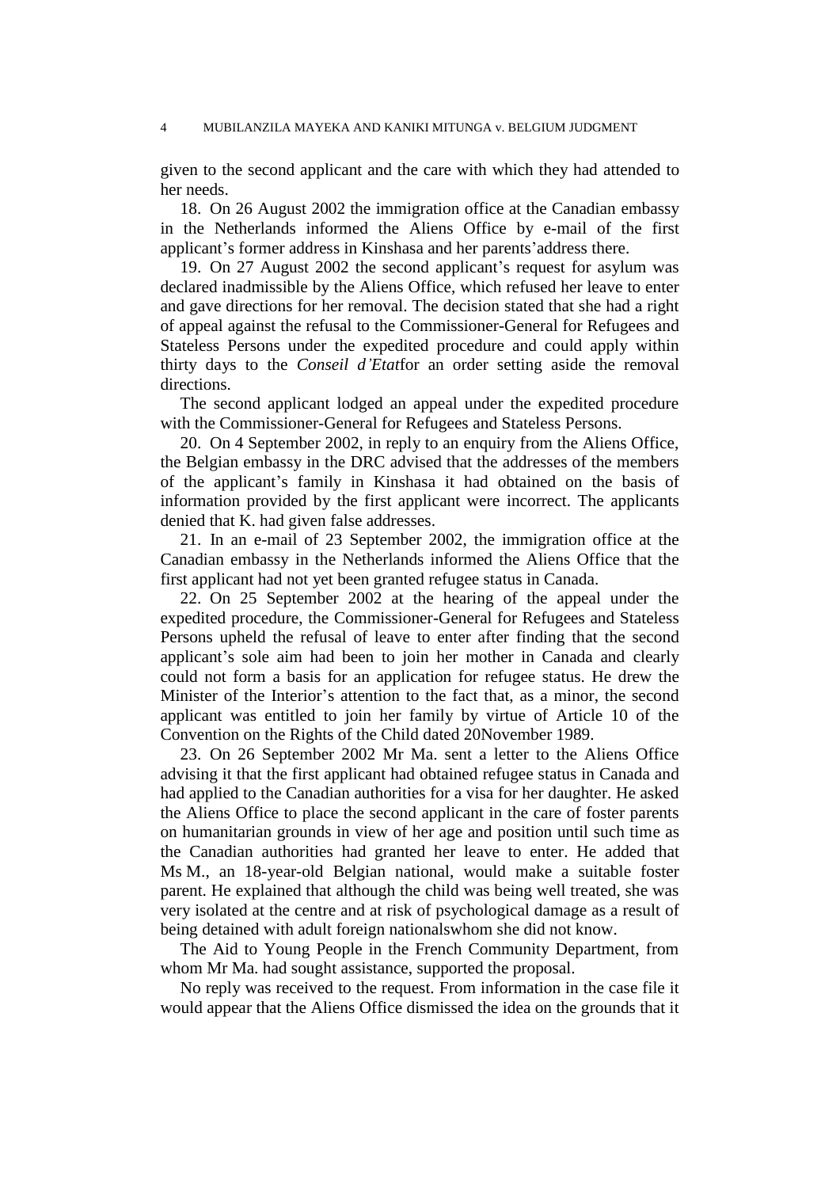given to the second applicant and the care with which they had attended to her needs.

18. On 26 August 2002 the immigration office at the Canadian embassy in the Netherlands informed the Aliens Office by e-mail of the first applicant's former address in Kinshasa and her parents'address there.

19. On 27 August 2002 the second applicant's request for asylum was declared inadmissible by the Aliens Office, which refused her leave to enter and gave directions for her removal. The decision stated that she had a right of appeal against the refusal to the Commissioner-General for Refugees and Stateless Persons under the expedited procedure and could apply within thirty days to the *Conseil d'Etat*for an order setting aside the removal directions.

The second applicant lodged an appeal under the expedited procedure with the Commissioner-General for Refugees and Stateless Persons.

20. On 4 September 2002, in reply to an enquiry from the Aliens Office, the Belgian embassy in the DRC advised that the addresses of the members of the applicant's family in Kinshasa it had obtained on the basis of information provided by the first applicant were incorrect. The applicants denied that K. had given false addresses.

21. In an e-mail of 23 September 2002, the immigration office at the Canadian embassy in the Netherlands informed the Aliens Office that the first applicant had not yet been granted refugee status in Canada.

22. On 25 September 2002 at the hearing of the appeal under the expedited procedure, the Commissioner-General for Refugees and Stateless Persons upheld the refusal of leave to enter after finding that the second applicant's sole aim had been to join her mother in Canada and clearly could not form a basis for an application for refugee status. He drew the Minister of the Interior's attention to the fact that, as a minor, the second applicant was entitled to join her family by virtue of Article 10 of the Convention on the Rights of the Child dated 20November 1989.

23. On 26 September 2002 Mr Ma. sent a letter to the Aliens Office advising it that the first applicant had obtained refugee status in Canada and had applied to the Canadian authorities for a visa for her daughter. He asked the Aliens Office to place the second applicant in the care of foster parents on humanitarian grounds in view of her age and position until such time as the Canadian authorities had granted her leave to enter. He added that Ms M., an 18-year-old Belgian national, would make a suitable foster parent. He explained that although the child was being well treated, she was very isolated at the centre and at risk of psychological damage as a result of being detained with adult foreign nationalswhom she did not know.

The Aid to Young People in the French Community Department, from whom Mr Ma. had sought assistance, supported the proposal.

No reply was received to the request. From information in the case file it would appear that the Aliens Office dismissed the idea on the grounds that it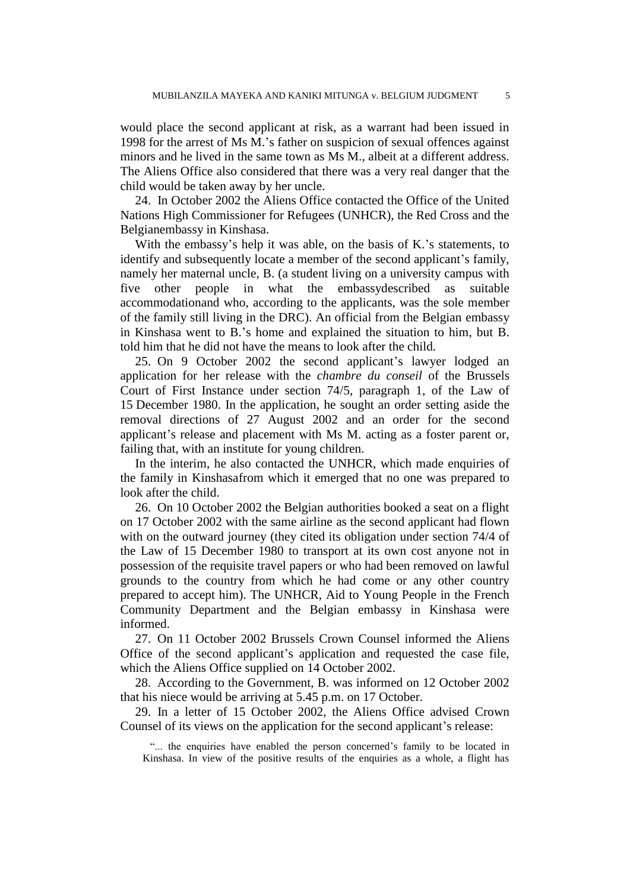would place the second applicant at risk, as a warrant had been issued in 1998 for the arrest of Ms M.'s father on suspicion of sexual offences against minors and he lived in the same town as Ms M., albeit at a different address. The Aliens Office also considered that there was a very real danger that the child would be taken away by her uncle.

24. In October 2002 the Aliens Office contacted the Office of the United Nations High Commissioner for Refugees (UNHCR), the Red Cross and the Belgianembassy in Kinshasa.

With the embassy's help it was able, on the basis of K.'s statements, to identify and subsequently locate a member of the second applicant's family, namely her maternal uncle, B. (a student living on a university campus with five other people in what the embassydescribed as suitable accommodationand who, according to the applicants, was the sole member of the family still living in the DRC). An official from the Belgian embassy in Kinshasa went to B.'s home and explained the situation to him, but B. told him that he did not have the means to look after the child.

25. On 9 October 2002 the second applicant's lawyer lodged an application for her release with the *chambre du conseil* of the Brussels Court of First Instance under section 74/5, paragraph 1, of the Law of 15 December 1980. In the application, he sought an order setting aside the removal directions of 27 August 2002 and an order for the second applicant's release and placement with Ms M. acting as a foster parent or, failing that, with an institute for young children.

In the interim, he also contacted the UNHCR, which made enquiries of the family in Kinshasafrom which it emerged that no one was prepared to look after the child.

26. On 10 October 2002 the Belgian authorities booked a seat on a flight on 17 October 2002 with the same airline as the second applicant had flown with on the outward journey (they cited its obligation under section 74/4 of the Law of 15 December 1980 to transport at its own cost anyone not in possession of the requisite travel papers or who had been removed on lawful grounds to the country from which he had come or any other country prepared to accept him). The UNHCR, Aid to Young People in the French Community Department and the Belgian embassy in Kinshasa were informed.

27. On 11 October 2002 Brussels Crown Counsel informed the Aliens Office of the second applicant's application and requested the case file, which the Aliens Office supplied on 14 October 2002.

28. According to the Government, B. was informed on 12 October 2002 that his niece would be arriving at 5.45 p.m. on 17 October.

29. In a letter of 15 October 2002, the Aliens Office advised Crown Counsel of its views on the application for the second applicant's release:

> "... the enquiries have enabled the person concerned's family to be located in Kinshasa. In view of the positive results of the enquiries as a whole, a flight has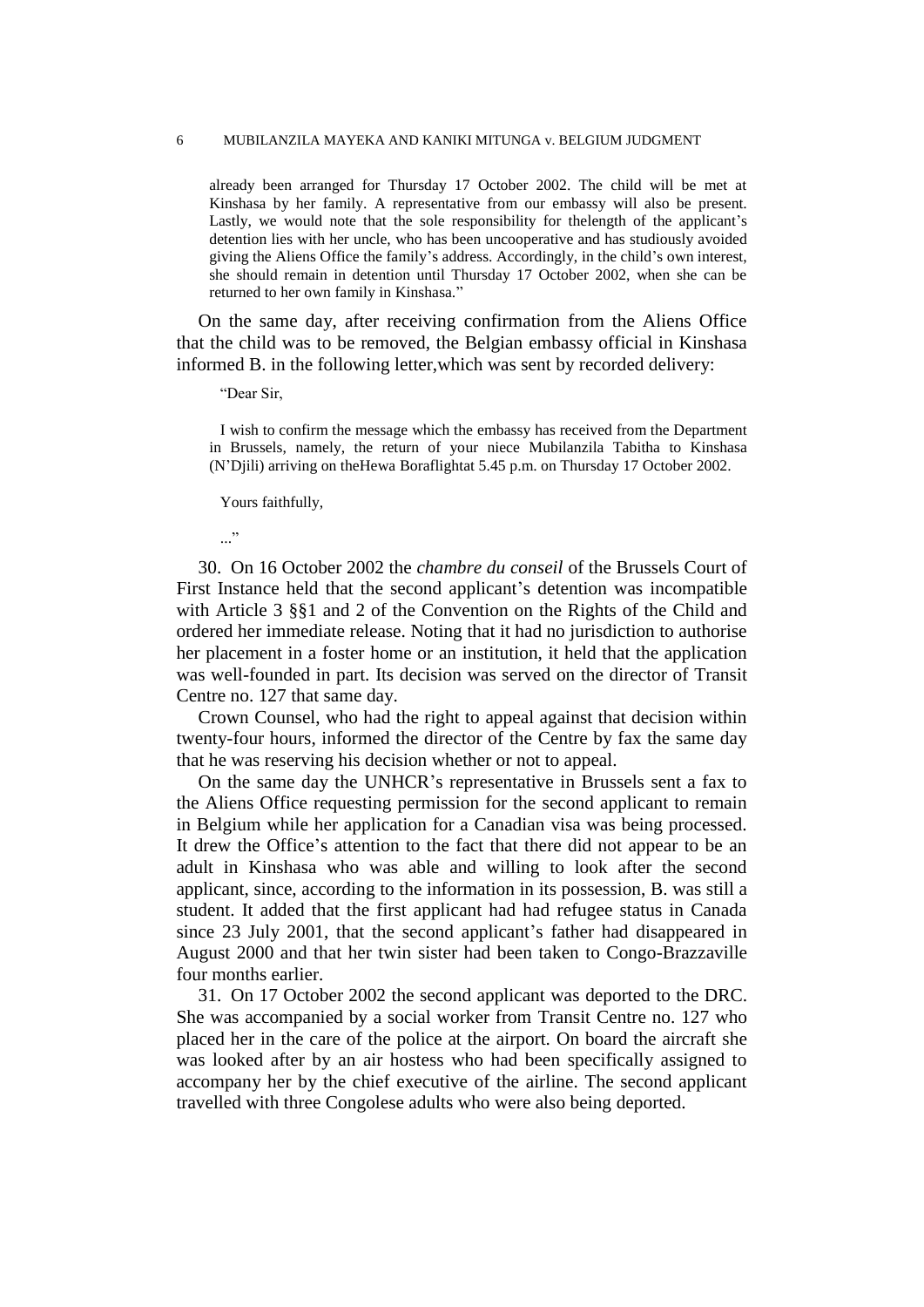already been arranged for Thursday 17 October 2002. The child will be met at Kinshasa by her family. A representative from our embassy will also be present. Lastly, we would note that the sole responsibility for thelength of the applicant's detention lies with her uncle, who has been uncooperative and has studiously avoided giving the Aliens Office the family's address. Accordingly, in the child's own interest, she should remain in detention until Thursday 17 October 2002, when she can be returned to her own family in Kinshasa."

On the same day, after receiving confirmation from the Aliens Office that the child was to be removed, the Belgian embassy official in Kinshasa informed B. in the following letter,which was sent by recorded delivery:

> "Dear Sir,
>
> I wish to confirm the message which the embassy has received from the Department in Brussels, namely, the return of your niece Mubilanzila Tabitha to Kinshasa (N'Djili) arriving on theHewa Boraflightat 5.45 p.m. on Thursday 17 October 2002.
>
> Yours faithfully,
>
> ..."

30. On 16 October 2002 the *chambre du conseil* of the Brussels Court of First Instance held that the second applicant's detention was incompatible with Article 3 §§1 and 2 of the Convention on the Rights of the Child and ordered her immediate release. Noting that it had no jurisdiction to authorise her placement in a foster home or an institution, it held that the application was well-founded in part. Its decision was served on the director of Transit Centre no. 127 that same day.

Crown Counsel, who had the right to appeal against that decision within twenty-four hours, informed the director of the Centre by fax the same day that he was reserving his decision whether or not to appeal.

On the same day the UNHCR's representative in Brussels sent a fax to the Aliens Office requesting permission for the second applicant to remain in Belgium while her application for a Canadian visa was being processed. It drew the Office's attention to the fact that there did not appear to be an adult in Kinshasa who was able and willing to look after the second applicant, since, according to the information in its possession, B. was still a student. It added that the first applicant had had refugee status in Canada since 23 July 2001, that the second applicant's father had disappeared in August 2000 and that her twin sister had been taken to Congo-Brazzaville four months earlier.

31. On 17 October 2002 the second applicant was deported to the DRC. She was accompanied by a social worker from Transit Centre no. 127 who placed her in the care of the police at the airport. On board the aircraft she was looked after by an air hostess who had been specifically assigned to accompany her by the chief executive of the airline. The second applicant travelled with three Congolese adults who were also being deported.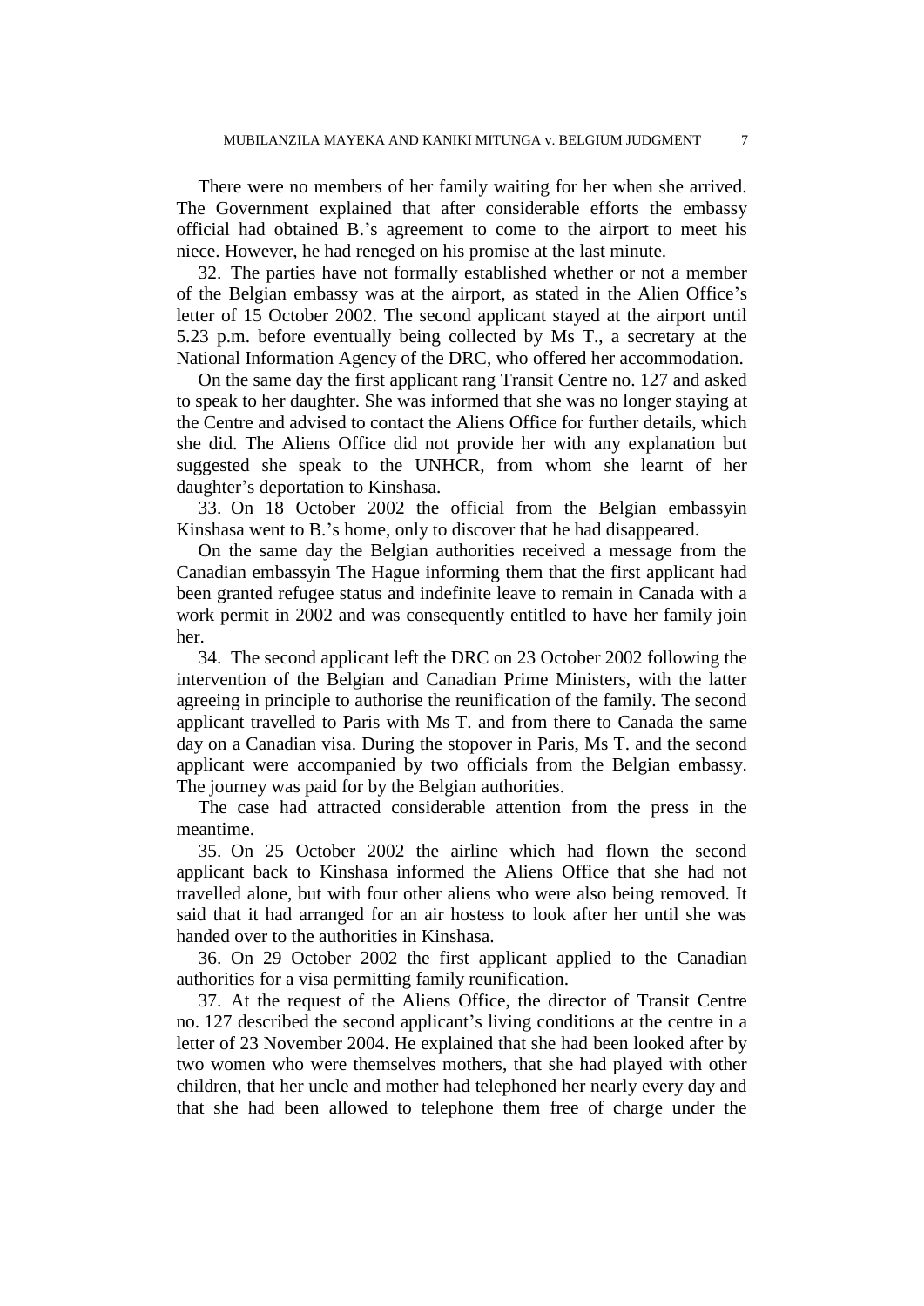There were no members of her family waiting for her when she arrived. The Government explained that after considerable efforts the embassy official had obtained B.'s agreement to come to the airport to meet his niece. However, he had reneged on his promise at the last minute.

32. The parties have not formally established whether or not a member of the Belgian embassy was at the airport, as stated in the Alien Office's letter of 15 October 2002. The second applicant stayed at the airport until 5.23 p.m. before eventually being collected by Ms T., a secretary at the National Information Agency of the DRC, who offered her accommodation.

On the same day the first applicant rang Transit Centre no. 127 and asked to speak to her daughter. She was informed that she was no longer staying at the Centre and advised to contact the Aliens Office for further details, which she did. The Aliens Office did not provide her with any explanation but suggested she speak to the UNHCR, from whom she learnt of her daughter's deportation to Kinshasa.

33. On 18 October 2002 the official from the Belgian embassyin Kinshasa went to B.'s home, only to discover that he had disappeared.

On the same day the Belgian authorities received a message from the Canadian embassyin The Hague informing them that the first applicant had been granted refugee status and indefinite leave to remain in Canada with a work permit in 2002 and was consequently entitled to have her family join her.

34. The second applicant left the DRC on 23 October 2002 following the intervention of the Belgian and Canadian Prime Ministers, with the latter agreeing in principle to authorise the reunification of the family. The second applicant travelled to Paris with Ms T. and from there to Canada the same day on a Canadian visa. During the stopover in Paris, Ms T. and the second applicant were accompanied by two officials from the Belgian embassy. The journey was paid for by the Belgian authorities.

The case had attracted considerable attention from the press in the meantime.

35. On 25 October 2002 the airline which had flown the second applicant back to Kinshasa informed the Aliens Office that she had not travelled alone, but with four other aliens who were also being removed. It said that it had arranged for an air hostess to look after her until she was handed over to the authorities in Kinshasa.

36. On 29 October 2002 the first applicant applied to the Canadian authorities for a visa permitting family reunification.

37. At the request of the Aliens Office, the director of Transit Centre no. 127 described the second applicant's living conditions at the centre in a letter of 23 November 2004. He explained that she had been looked after by two women who were themselves mothers, that she had played with other children, that her uncle and mother had telephoned her nearly every day and that she had been allowed to telephone them free of charge under the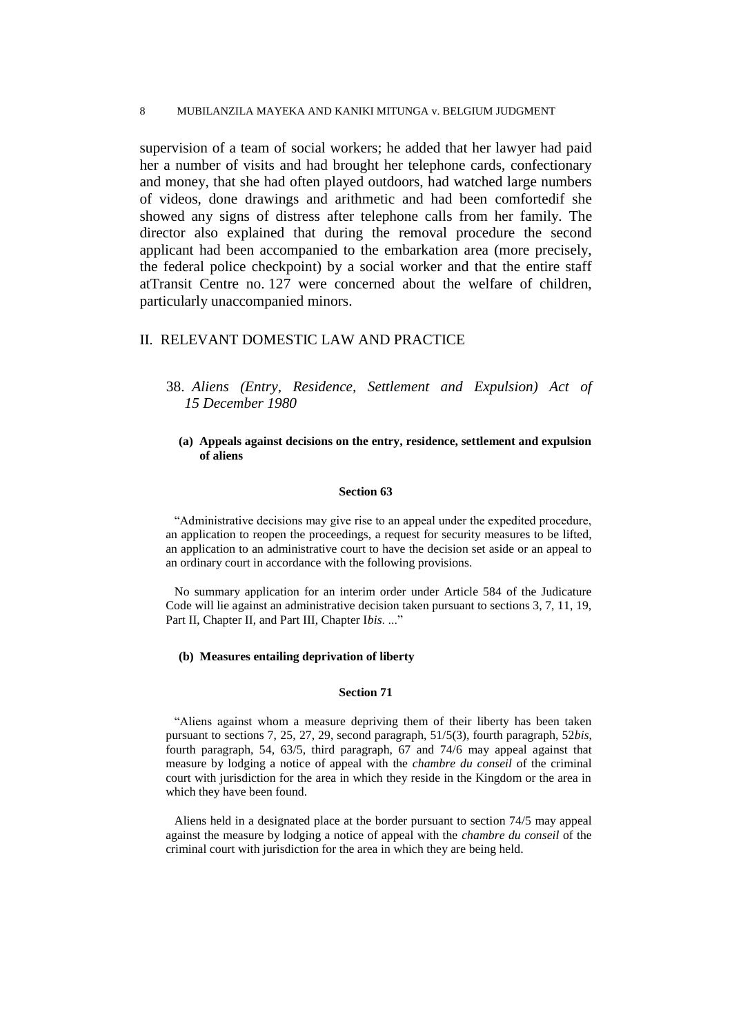supervision of a team of social workers; he added that her lawyer had paid her a number of visits and had brought her telephone cards, confectionary and money, that she had often played outdoors, had watched large numbers of videos, done drawings and arithmetic and had been comfortedif she showed any signs of distress after telephone calls from her family. The director also explained that during the removal procedure the second applicant had been accompanied to the embarkation area (more precisely, the federal police checkpoint) by a social worker and that the entire staff atTransit Centre no. 127 were concerned about the welfare of children, particularly unaccompanied minors.

## II. RELEVANT DOMESTIC LAW AND PRACTICE

### 38. *Aliens (Entry, Residence, Settlement and Expulsion) Act of 15 December 1980*

#### (a) Appeals against decisions on the entry, residence, settlement and expulsion of aliens

**Section 63**

"Administrative decisions may give rise to an appeal under the expedited procedure, an application to reopen the proceedings, a request for security measures to be lifted, an application to an administrative court to have the decision set aside or an appeal to an ordinary court in accordance with the following provisions.

No summary application for an interim order under Article 584 of the Judicature Code will lie against an administrative decision taken pursuant to sections 3, 7, 11, 19, Part II, Chapter II, and Part III, Chapter I*bis*. ..."

#### (b) Measures entailing deprivation of liberty

**Section 71**

"Aliens against whom a measure depriving them of their liberty has been taken pursuant to sections 7, 25, 27, 29, second paragraph, 51/5(3), fourth paragraph, 52*bis*, fourth paragraph, 54, 63/5, third paragraph, 67 and 74/6 may appeal against that measure by lodging a notice of appeal with the *chambre du conseil* of the criminal court with jurisdiction for the area in which they reside in the Kingdom or the area in which they have been found.

Aliens held in a designated place at the border pursuant to section 74/5 may appeal against the measure by lodging a notice of appeal with the *chambre du conseil* of the criminal court with jurisdiction for the area in which they are being held.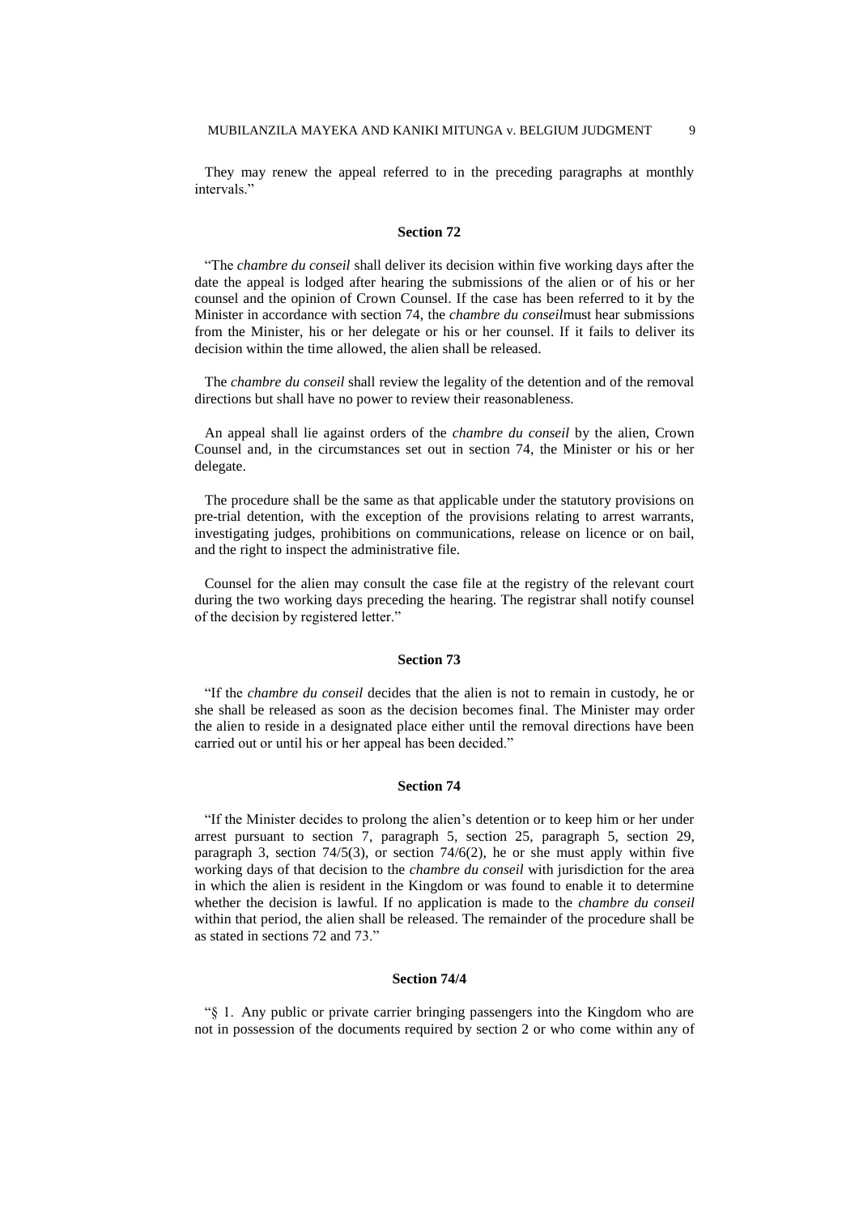They may renew the appeal referred to in the preceding paragraphs at monthly intervals."

#### Section 72

"The *chambre du conseil* shall deliver its decision within five working days after the date the appeal is lodged after hearing the submissions of the alien or of his or her counsel and the opinion of Crown Counsel. If the case has been referred to it by the Minister in accordance with section 74, the *chambre du conseil*must hear submissions from the Minister, his or her delegate or his or her counsel. If it fails to deliver its decision within the time allowed, the alien shall be released.

The *chambre du conseil* shall review the legality of the detention and of the removal directions but shall have no power to review their reasonableness.

An appeal shall lie against orders of the *chambre du conseil* by the alien, Crown Counsel and, in the circumstances set out in section 74, the Minister or his or her delegate.

The procedure shall be the same as that applicable under the statutory provisions on pre-trial detention, with the exception of the provisions relating to arrest warrants, investigating judges, prohibitions on communications, release on licence or on bail, and the right to inspect the administrative file.

Counsel for the alien may consult the case file at the registry of the relevant court during the two working days preceding the hearing. The registrar shall notify counsel of the decision by registered letter."

#### Section 73

"If the *chambre du conseil* decides that the alien is not to remain in custody, he or she shall be released as soon as the decision becomes final. The Minister may order the alien to reside in a designated place either until the removal directions have been carried out or until his or her appeal has been decided."

#### Section 74

"If the Minister decides to prolong the alien's detention or to keep him or her under arrest pursuant to section 7, paragraph 5, section 25, paragraph 5, section 29, paragraph 3, section 74/5(3), or section 74/6(2), he or she must apply within five working days of that decision to the *chambre du conseil* with jurisdiction for the area in which the alien is resident in the Kingdom or was found to enable it to determine whether the decision is lawful. If no application is made to the *chambre du conseil* within that period, the alien shall be released. The remainder of the procedure shall be as stated in sections 72 and 73."

#### Section 74/4

"§ 1. Any public or private carrier bringing passengers into the Kingdom who are not in possession of the documents required by section 2 or who come within any of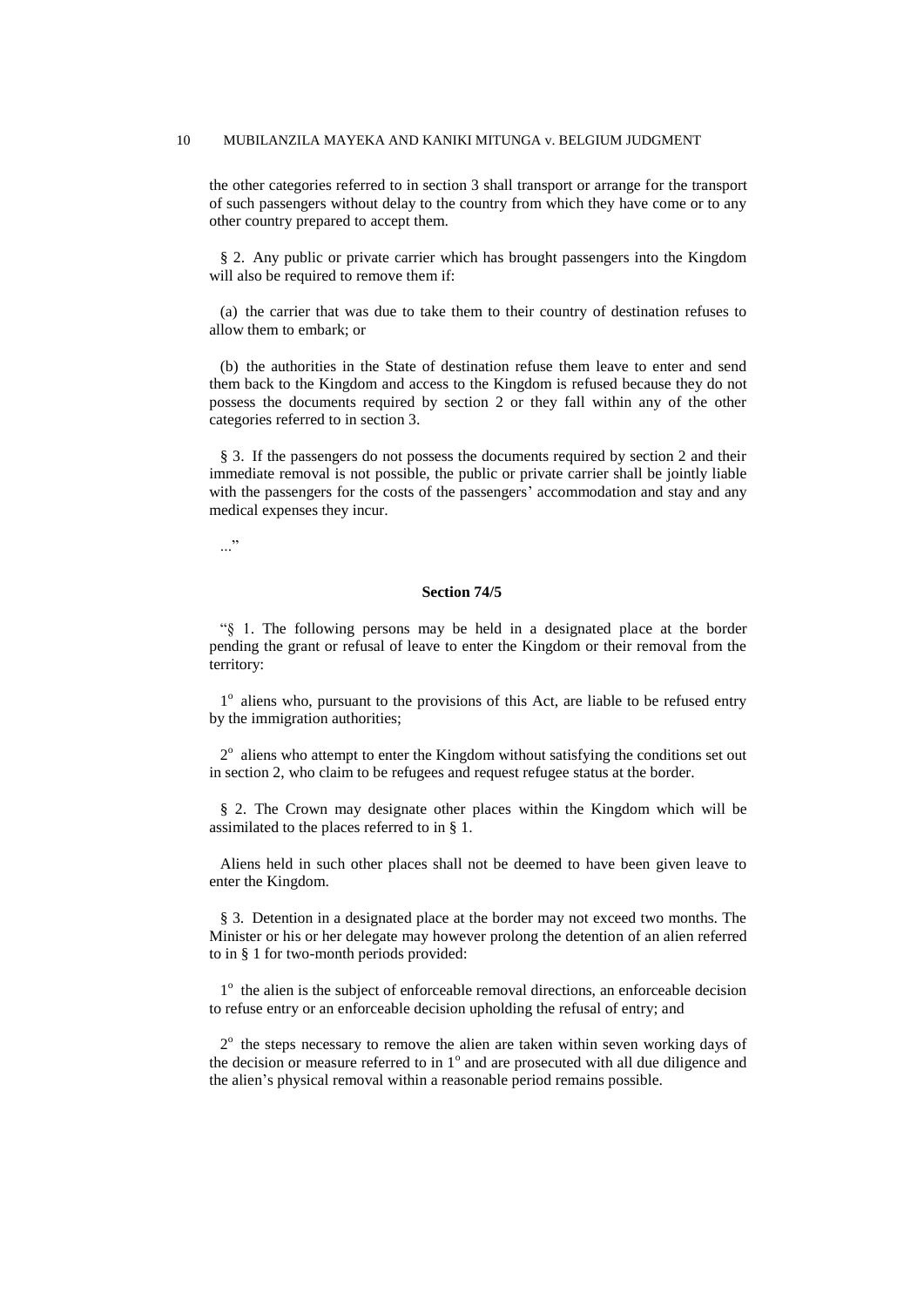the other categories referred to in section 3 shall transport or arrange for the transport of such passengers without delay to the country from which they have come or to any other country prepared to accept them.

§ 2. Any public or private carrier which has brought passengers into the Kingdom will also be required to remove them if:

(a) the carrier that was due to take them to their country of destination refuses to allow them to embark; or

(b) the authorities in the State of destination refuse them leave to enter and send them back to the Kingdom and access to the Kingdom is refused because they do not possess the documents required by section 2 or they fall within any of the other categories referred to in section 3.

§ 3. If the passengers do not possess the documents required by section 2 and their immediate removal is not possible, the public or private carrier shall be jointly liable with the passengers for the costs of the passengers' accommodation and stay and any medical expenses they incur.

..."

**Section 74/5**

"§ 1. The following persons may be held in a designated place at the border pending the grant or refusal of leave to enter the Kingdom or their removal from the territory:

1° aliens who, pursuant to the provisions of this Act, are liable to be refused entry by the immigration authorities;

2° aliens who attempt to enter the Kingdom without satisfying the conditions set out in section 2, who claim to be refugees and request refugee status at the border.

§ 2. The Crown may designate other places within the Kingdom which will be assimilated to the places referred to in § 1.

Aliens held in such other places shall not be deemed to have been given leave to enter the Kingdom.

§ 3. Detention in a designated place at the border may not exceed two months. The Minister or his or her delegate may however prolong the detention of an alien referred to in § 1 for two-month periods provided:

1° the alien is the subject of enforceable removal directions, an enforceable decision to refuse entry or an enforceable decision upholding the refusal of entry; and

2° the steps necessary to remove the alien are taken within seven working days of the decision or measure referred to in 1° and are prosecuted with all due diligence and the alien's physical removal within a reasonable period remains possible.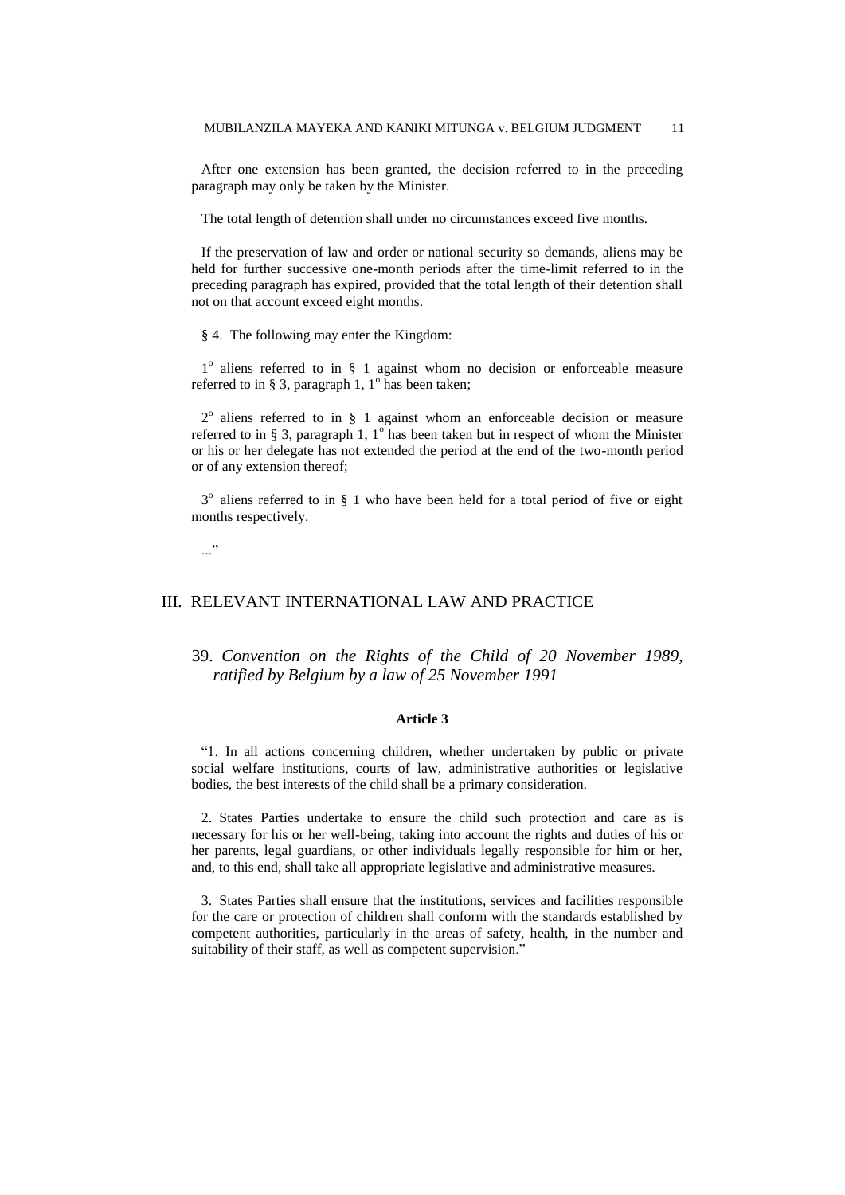After one extension has been granted, the decision referred to in the preceding paragraph may only be taken by the Minister.

The total length of detention shall under no circumstances exceed five months.

If the preservation of law and order or national security so demands, aliens may be held for further successive one-month periods after the time-limit referred to in the preceding paragraph has expired, provided that the total length of their detention shall not on that account exceed eight months.

§ 4. The following may enter the Kingdom:

1° aliens referred to in § 1 against whom no decision or enforceable measure referred to in § 3, paragraph 1, 1° has been taken;

2° aliens referred to in § 1 against whom an enforceable decision or measure referred to in § 3, paragraph 1, 1° has been taken but in respect of whom the Minister or his or her delegate has not extended the period at the end of the two-month period or of any extension thereof;

3° aliens referred to in § 1 who have been held for a total period of five or eight months respectively.

..."

## III. RELEVANT INTERNATIONAL LAW AND PRACTICE

### 39. *Convention on the Rights of the Child of 20 November 1989, ratified by Belgium by a law of 25 November 1991*

**Article 3**

"1. In all actions concerning children, whether undertaken by public or private social welfare institutions, courts of law, administrative authorities or legislative bodies, the best interests of the child shall be a primary consideration.

2. States Parties undertake to ensure the child such protection and care as is necessary for his or her well-being, taking into account the rights and duties of his or her parents, legal guardians, or other individuals legally responsible for him or her, and, to this end, shall take all appropriate legislative and administrative measures.

3. States Parties shall ensure that the institutions, services and facilities responsible for the care or protection of children shall conform with the standards established by competent authorities, particularly in the areas of safety, health, in the number and suitability of their staff, as well as competent supervision."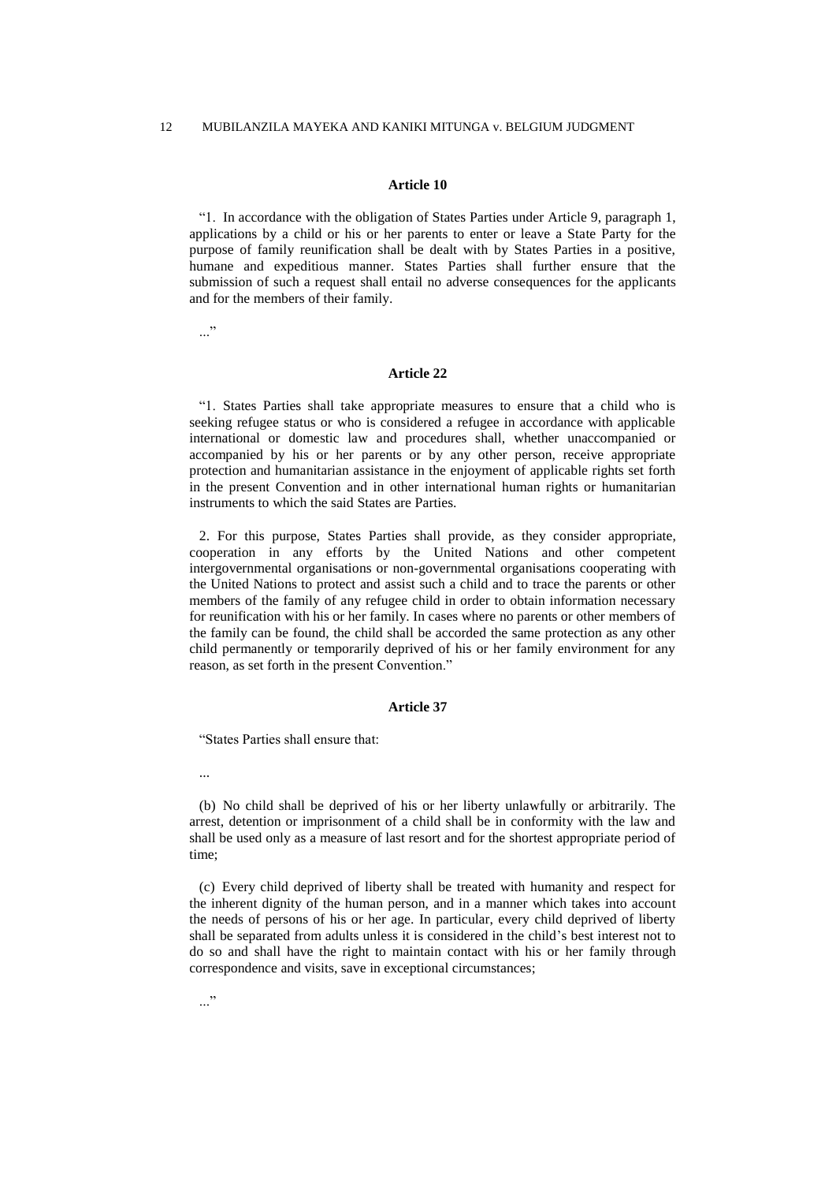**Article 10**

"1. In accordance with the obligation of States Parties under Article 9, paragraph 1, applications by a child or his or her parents to enter or leave a State Party for the purpose of family reunification shall be dealt with by States Parties in a positive, humane and expeditious manner. States Parties shall further ensure that the submission of such a request shall entail no adverse consequences for the applicants and for the members of their family.

..."

**Article 22**

"1. States Parties shall take appropriate measures to ensure that a child who is seeking refugee status or who is considered a refugee in accordance with applicable international or domestic law and procedures shall, whether unaccompanied or accompanied by his or her parents or by any other person, receive appropriate protection and humanitarian assistance in the enjoyment of applicable rights set forth in the present Convention and in other international human rights or humanitarian instruments to which the said States are Parties.

2. For this purpose, States Parties shall provide, as they consider appropriate, cooperation in any efforts by the United Nations and other competent intergovernmental organisations or non-governmental organisations cooperating with the United Nations to protect and assist such a child and to trace the parents or other members of the family of any refugee child in order to obtain information necessary for reunification with his or her family. In cases where no parents or other members of the family can be found, the child shall be accorded the same protection as any other child permanently or temporarily deprived of his or her family environment for any reason, as set forth in the present Convention."

**Article 37**

"States Parties shall ensure that:

...

(b) No child shall be deprived of his or her liberty unlawfully or arbitrarily. The arrest, detention or imprisonment of a child shall be in conformity with the law and shall be used only as a measure of last resort and for the shortest appropriate period of time;

(c) Every child deprived of liberty shall be treated with humanity and respect for the inherent dignity of the human person, and in a manner which takes into account the needs of persons of his or her age. In particular, every child deprived of liberty shall be separated from adults unless it is considered in the child's best interest not to do so and shall have the right to maintain contact with his or her family through correspondence and visits, save in exceptional circumstances;

..."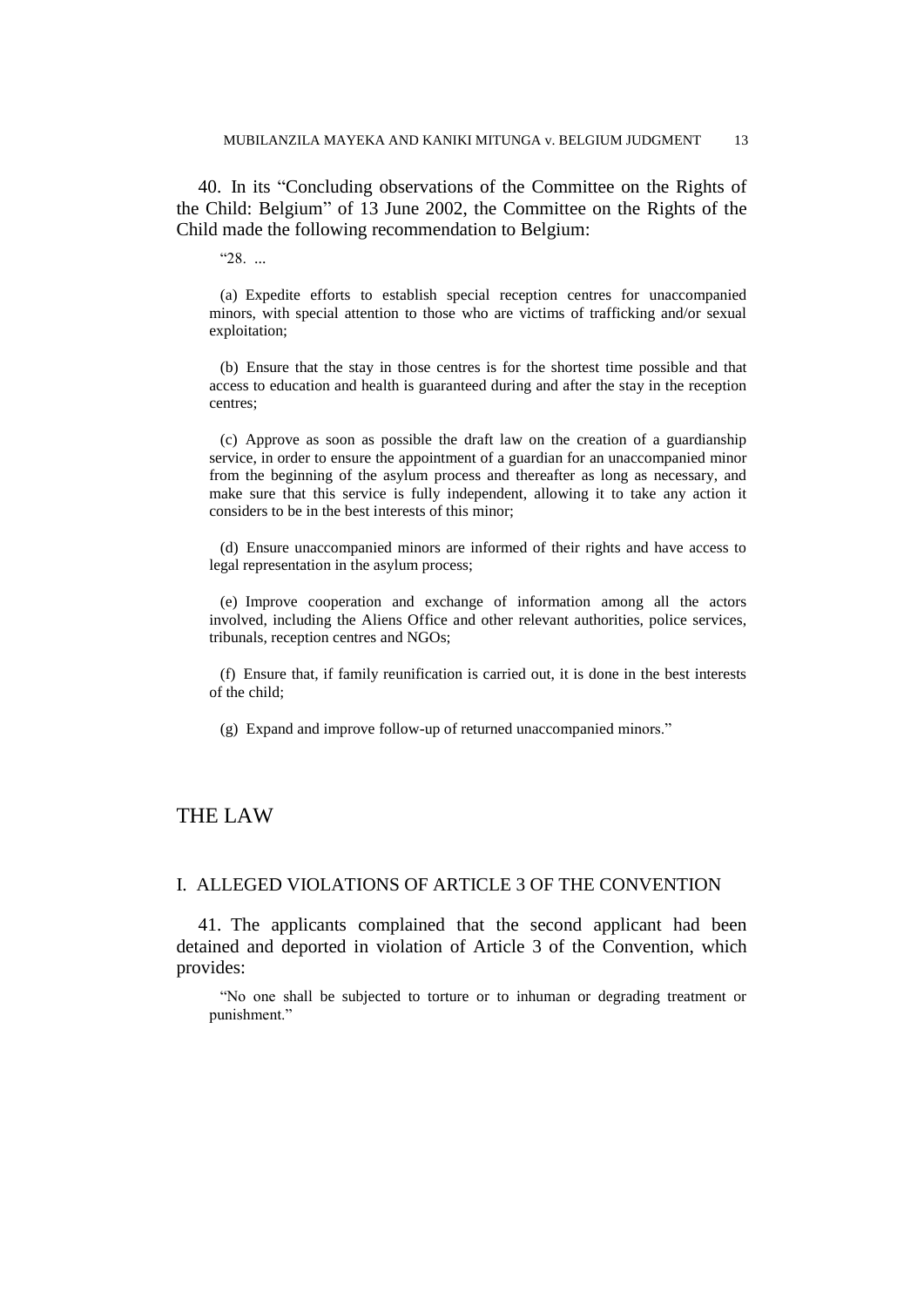40. In its "Concluding observations of the Committee on the Rights of the Child: Belgium" of 13 June 2002, the Committee on the Rights of the Child made the following recommendation to Belgium:

> "28. ...
>
> (a) Expedite efforts to establish special reception centres for unaccompanied minors, with special attention to those who are victims of trafficking and/or sexual exploitation;
>
> (b) Ensure that the stay in those centres is for the shortest time possible and that access to education and health is guaranteed during and after the stay in the reception centres;
>
> (c) Approve as soon as possible the draft law on the creation of a guardianship service, in order to ensure the appointment of a guardian for an unaccompanied minor from the beginning of the asylum process and thereafter as long as necessary, and make sure that this service is fully independent, allowing it to take any action it considers to be in the best interests of this minor;
>
> (d) Ensure unaccompanied minors are informed of their rights and have access to legal representation in the asylum process;
>
> (e) Improve cooperation and exchange of information among all the actors involved, including the Aliens Office and other relevant authorities, police services, tribunals, reception centres and NGOs;
>
> (f) Ensure that, if family reunification is carried out, it is done in the best interests of the child;
>
> (g) Expand and improve follow-up of returned unaccompanied minors."

# THE LAW

## I. ALLEGED VIOLATIONS OF ARTICLE 3 OF THE CONVENTION

41. The applicants complained that the second applicant had been detained and deported in violation of Article 3 of the Convention, which provides:

> "No one shall be subjected to torture or to inhuman or degrading treatment or punishment."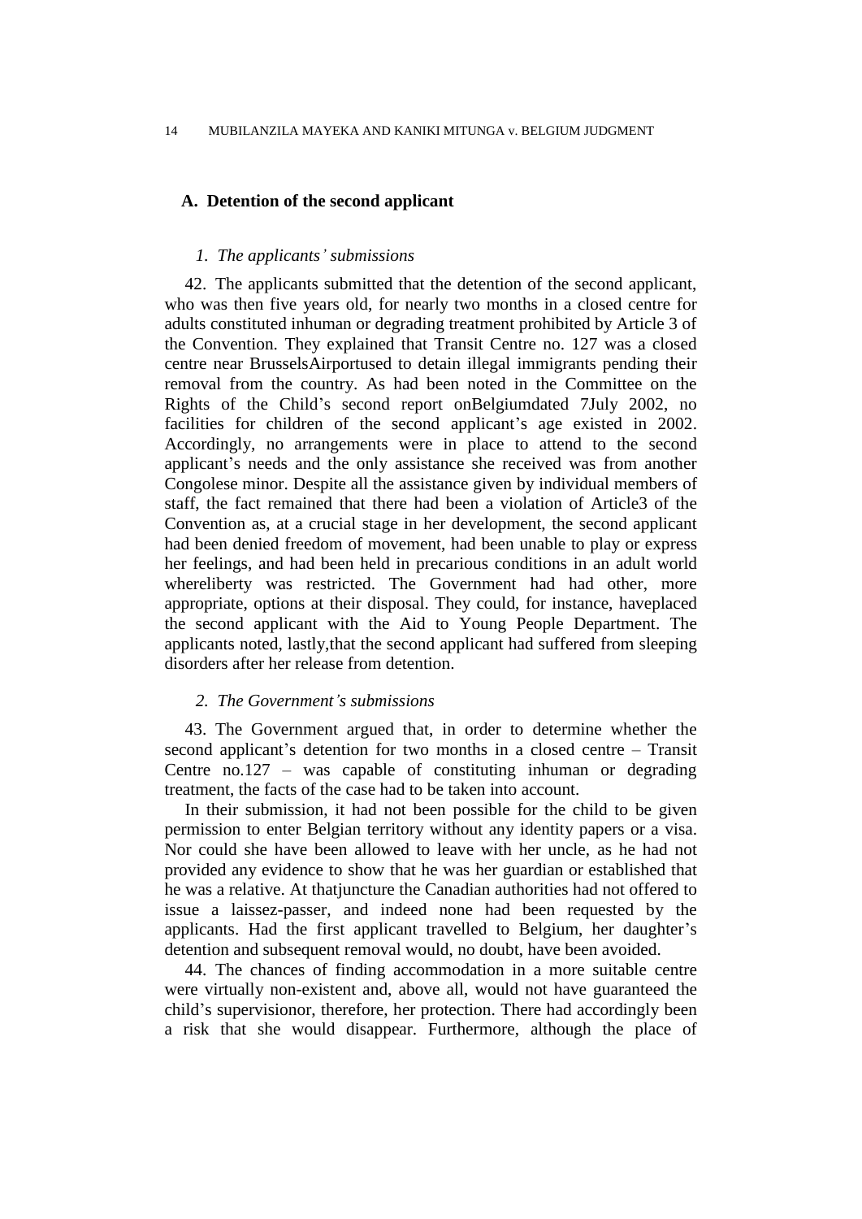## A. Detention of the second applicant

### *1. The applicants' submissions*

42. The applicants submitted that the detention of the second applicant, who was then five years old, for nearly two months in a closed centre for adults constituted inhuman or degrading treatment prohibited by Article 3 of the Convention. They explained that Transit Centre no. 127 was a closed centre near BrusselsAirportused to detain illegal immigrants pending their removal from the country. As had been noted in the Committee on the Rights of the Child's second report onBelgiumdated 7July 2002, no facilities for children of the second applicant's age existed in 2002. Accordingly, no arrangements were in place to attend to the second applicant's needs and the only assistance she received was from another Congolese minor. Despite all the assistance given by individual members of staff, the fact remained that there had been a violation of Article3 of the Convention as, at a crucial stage in her development, the second applicant had been denied freedom of movement, had been unable to play or express her feelings, and had been held in precarious conditions in an adult world whereliberty was restricted. The Government had had other, more appropriate, options at their disposal. They could, for instance, haveplaced the second applicant with the Aid to Young People Department. The applicants noted, lastly,that the second applicant had suffered from sleeping disorders after her release from detention.

### *2. The Government's submissions*

43. The Government argued that, in order to determine whether the second applicant's detention for two months in a closed centre – Transit Centre no.127 – was capable of constituting inhuman or degrading treatment, the facts of the case had to be taken into account.

In their submission, it had not been possible for the child to be given permission to enter Belgian territory without any identity papers or a visa. Nor could she have been allowed to leave with her uncle, as he had not provided any evidence to show that he was her guardian or established that he was a relative. At thatjuncture the Canadian authorities had not offered to issue a laissez-passer, and indeed none had been requested by the applicants. Had the first applicant travelled to Belgium, her daughter's detention and subsequent removal would, no doubt, have been avoided.

44. The chances of finding accommodation in a more suitable centre were virtually non-existent and, above all, would not have guaranteed the child's supervisionor, therefore, her protection. There had accordingly been a risk that she would disappear. Furthermore, although the place of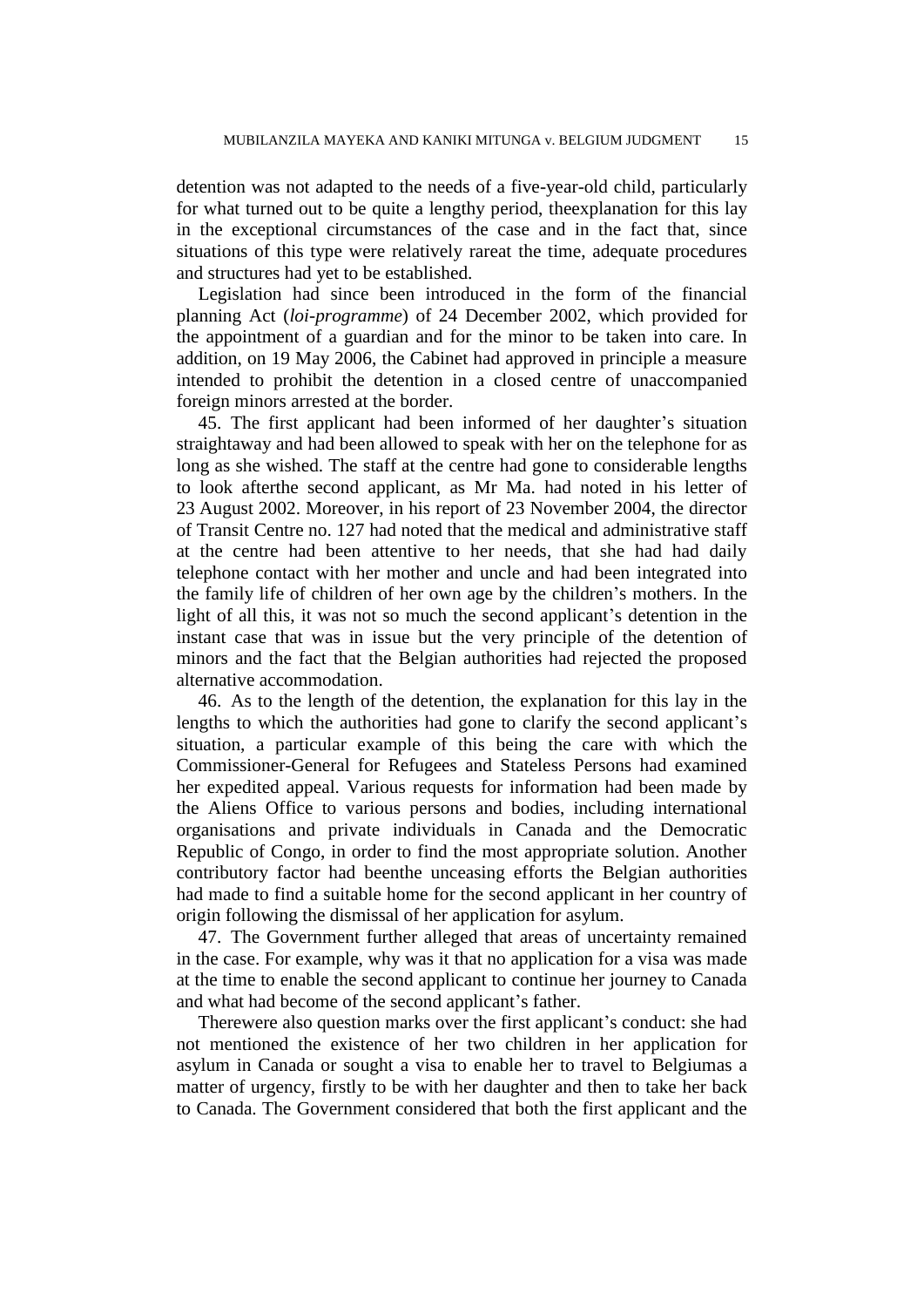detention was not adapted to the needs of a five-year-old child, particularly for what turned out to be quite a lengthy period, theexplanation for this lay in the exceptional circumstances of the case and in the fact that, since situations of this type were relatively rareat the time, adequate procedures and structures had yet to be established.

Legislation had since been introduced in the form of the financial planning Act (*loi-programme*) of 24 December 2002, which provided for the appointment of a guardian and for the minor to be taken into care. In addition, on 19 May 2006, the Cabinet had approved in principle a measure intended to prohibit the detention in a closed centre of unaccompanied foreign minors arrested at the border.

45. The first applicant had been informed of her daughter's situation straightaway and had been allowed to speak with her on the telephone for as long as she wished. The staff at the centre had gone to considerable lengths to look afterthe second applicant, as Mr Ma. had noted in his letter of 23 August 2002. Moreover, in his report of 23 November 2004, the director of Transit Centre no. 127 had noted that the medical and administrative staff at the centre had been attentive to her needs, that she had had daily telephone contact with her mother and uncle and had been integrated into the family life of children of her own age by the children's mothers. In the light of all this, it was not so much the second applicant's detention in the instant case that was in issue but the very principle of the detention of minors and the fact that the Belgian authorities had rejected the proposed alternative accommodation.

46. As to the length of the detention, the explanation for this lay in the lengths to which the authorities had gone to clarify the second applicant's situation, a particular example of this being the care with which the Commissioner-General for Refugees and Stateless Persons had examined her expedited appeal. Various requests for information had been made by the Aliens Office to various persons and bodies, including international organisations and private individuals in Canada and the Democratic Republic of Congo, in order to find the most appropriate solution. Another contributory factor had beenthe unceasing efforts the Belgian authorities had made to find a suitable home for the second applicant in her country of origin following the dismissal of her application for asylum.

47. The Government further alleged that areas of uncertainty remained in the case. For example, why was it that no application for a visa was made at the time to enable the second applicant to continue her journey to Canada and what had become of the second applicant's father.

Therewere also question marks over the first applicant's conduct: she had not mentioned the existence of her two children in her application for asylum in Canada or sought a visa to enable her to travel to Belgiumas a matter of urgency, firstly to be with her daughter and then to take her back to Canada. The Government considered that both the first applicant and the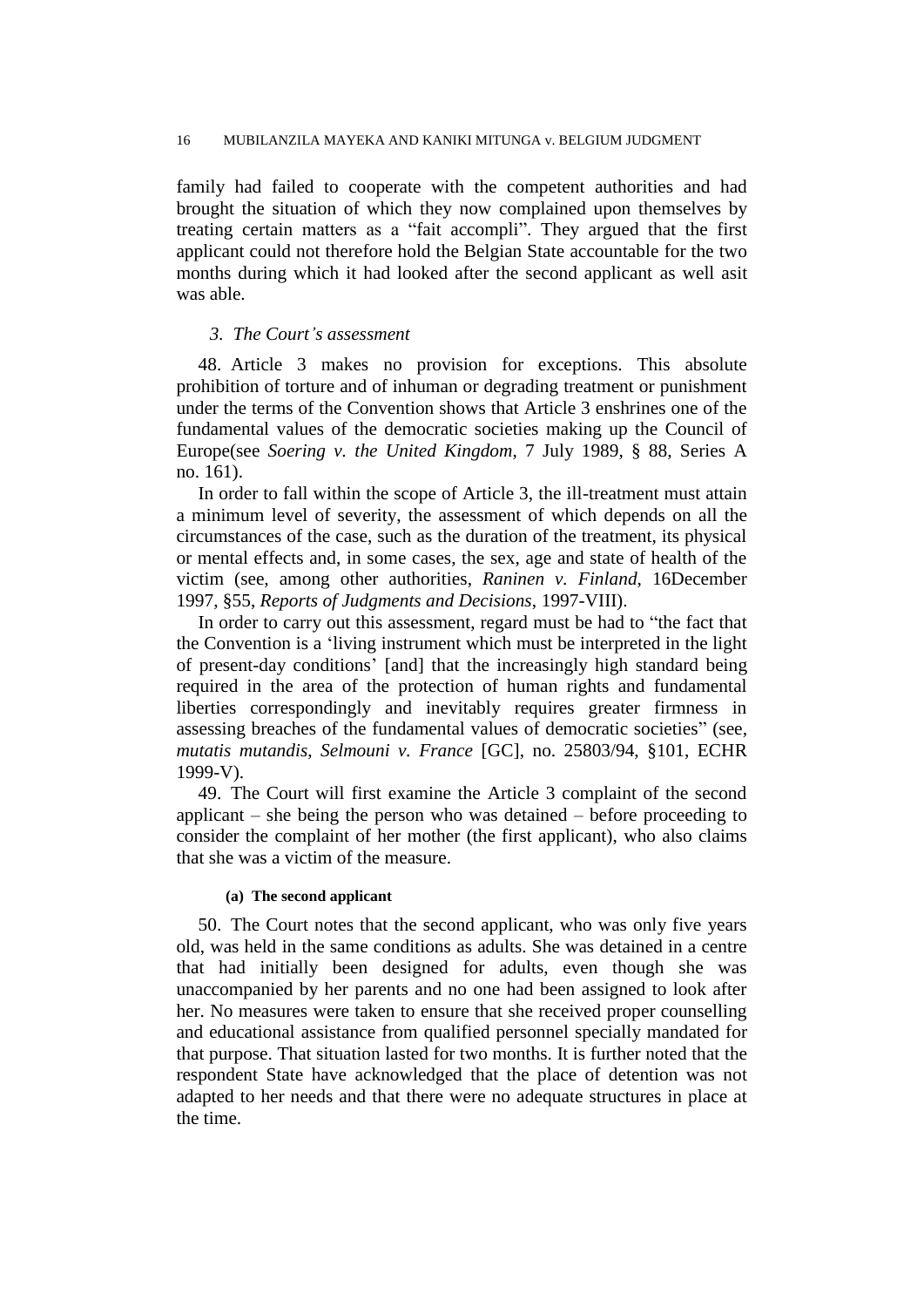family had failed to cooperate with the competent authorities and had brought the situation of which they now complained upon themselves by treating certain matters as a "fait accompli". They argued that the first applicant could not therefore hold the Belgian State accountable for the two months during which it had looked after the second applicant as well asit was able.

### *3. The Court's assessment*

48. Article 3 makes no provision for exceptions. This absolute prohibition of torture and of inhuman or degrading treatment or punishment under the terms of the Convention shows that Article 3 enshrines one of the fundamental values of the democratic societies making up the Council of Europe(see *Soering v. the United Kingdom*, 7 July 1989, § 88, Series A no. 161).

In order to fall within the scope of Article 3, the ill-treatment must attain a minimum level of severity, the assessment of which depends on all the circumstances of the case, such as the duration of the treatment, its physical or mental effects and, in some cases, the sex, age and state of health of the victim (see, among other authorities, *Raninen v. Finland*, 16December 1997, §55, *Reports of Judgments and Decisions*, 1997-VIII).

In order to carry out this assessment, regard must be had to "the fact that the Convention is a 'living instrument which must be interpreted in the light of present-day conditions' [and] that the increasingly high standard being required in the area of the protection of human rights and fundamental liberties correspondingly and inevitably requires greater firmness in assessing breaches of the fundamental values of democratic societies" (see, *mutatis mutandis*, *Selmouni v. France* [GC], no. 25803/94, §101, ECHR 1999-V).

49. The Court will first examine the Article 3 complaint of the second applicant – she being the person who was detained – before proceeding to consider the complaint of her mother (the first applicant), who also claims that she was a victim of the measure.

#### **(a) The second applicant**

50. The Court notes that the second applicant, who was only five years old, was held in the same conditions as adults. She was detained in a centre that had initially been designed for adults, even though she was unaccompanied by her parents and no one had been assigned to look after her. No measures were taken to ensure that she received proper counselling and educational assistance from qualified personnel specially mandated for that purpose. That situation lasted for two months. It is further noted that the respondent State have acknowledged that the place of detention was not adapted to her needs and that there were no adequate structures in place at the time.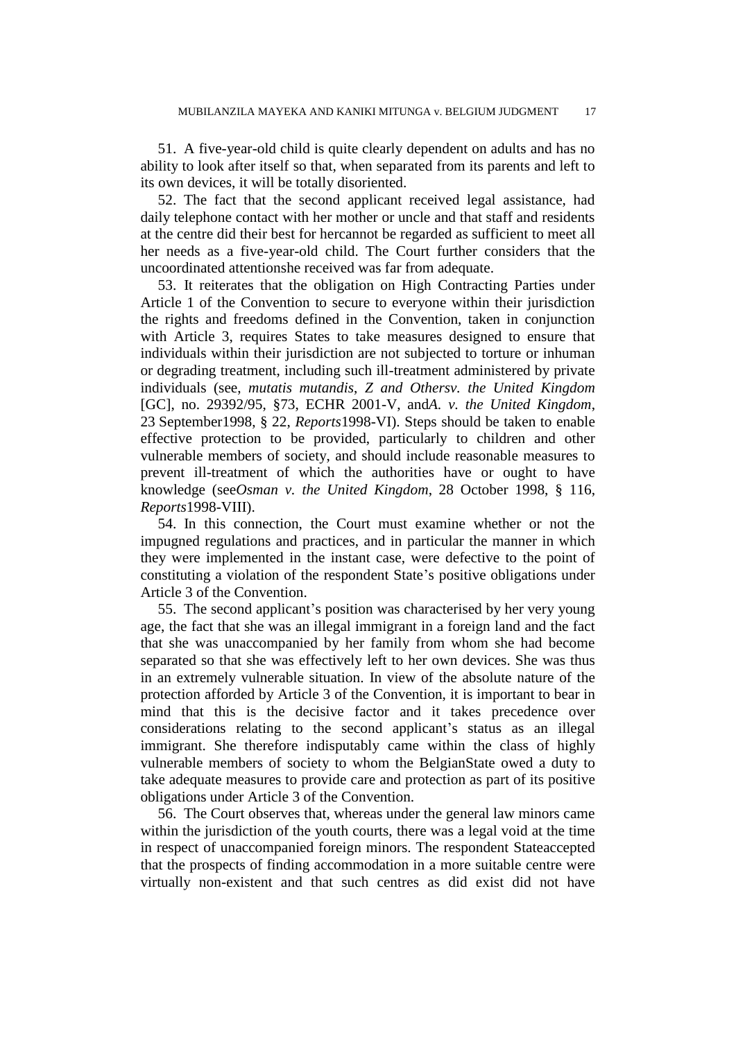51. A five-year-old child is quite clearly dependent on adults and has no ability to look after itself so that, when separated from its parents and left to its own devices, it will be totally disoriented.

52. The fact that the second applicant received legal assistance, had daily telephone contact with her mother or uncle and that staff and residents at the centre did their best for hercannot be regarded as sufficient to meet all her needs as a five-year-old child. The Court further considers that the uncoordinated attentionshe received was far from adequate.

53. It reiterates that the obligation on High Contracting Parties under Article 1 of the Convention to secure to everyone within their jurisdiction the rights and freedoms defined in the Convention, taken in conjunction with Article 3, requires States to take measures designed to ensure that individuals within their jurisdiction are not subjected to torture or inhuman or degrading treatment, including such ill-treatment administered by private individuals (see, *mutatis mutandis*, *Z and Othersv. the United Kingdom* [GC], no. 29392/95, §73, ECHR 2001-V, and*A. v. the United Kingdom*, 23 September1998, § 22, *Reports*1998-VI). Steps should be taken to enable effective protection to be provided, particularly to children and other vulnerable members of society, and should include reasonable measures to prevent ill-treatment of which the authorities have or ought to have knowledge (see*Osman v. the United Kingdom*, 28 October 1998, § 116, *Reports*1998-VIII).

54. In this connection, the Court must examine whether or not the impugned regulations and practices, and in particular the manner in which they were implemented in the instant case, were defective to the point of constituting a violation of the respondent State's positive obligations under Article 3 of the Convention.

55. The second applicant's position was characterised by her very young age, the fact that she was an illegal immigrant in a foreign land and the fact that she was unaccompanied by her family from whom she had become separated so that she was effectively left to her own devices. She was thus in an extremely vulnerable situation. In view of the absolute nature of the protection afforded by Article 3 of the Convention, it is important to bear in mind that this is the decisive factor and it takes precedence over considerations relating to the second applicant's status as an illegal immigrant. She therefore indisputably came within the class of highly vulnerable members of society to whom the BelgianState owed a duty to take adequate measures to provide care and protection as part of its positive obligations under Article 3 of the Convention.

56. The Court observes that, whereas under the general law minors came within the jurisdiction of the youth courts, there was a legal void at the time in respect of unaccompanied foreign minors. The respondent Stateaccepted that the prospects of finding accommodation in a more suitable centre were virtually non-existent and that such centres as did exist did not have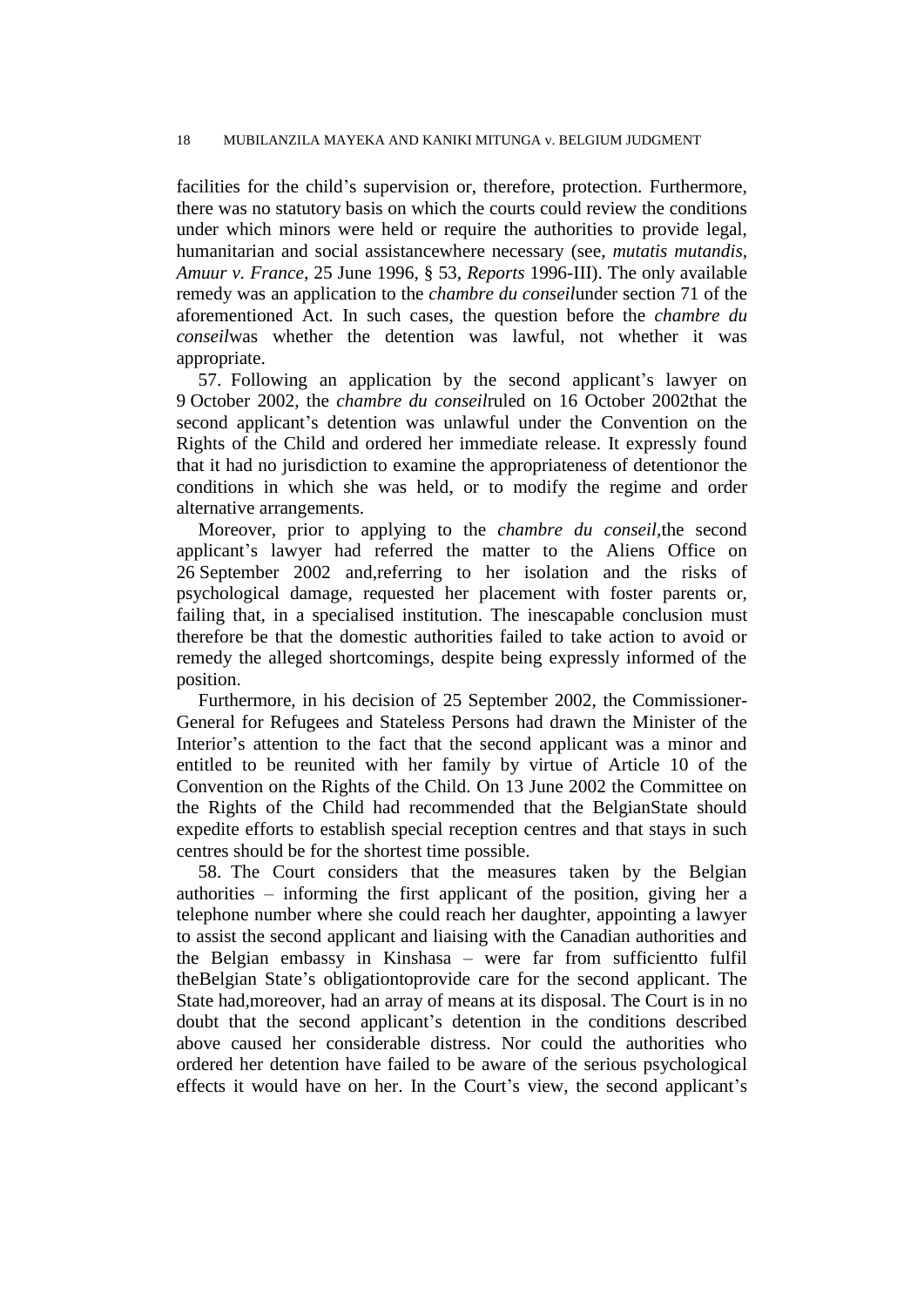facilities for the child's supervision or, therefore, protection. Furthermore, there was no statutory basis on which the courts could review the conditions under which minors were held or require the authorities to provide legal, humanitarian and social assistancewhere necessary (see, *mutatis mutandis*, *Amuur v. France*, 25 June 1996, § 53, *Reports* 1996-III). The only available remedy was an application to the *chambre du conseil*under section 71 of the aforementioned Act. In such cases, the question before the *chambre du conseil*was whether the detention was lawful, not whether it was appropriate.

57. Following an application by the second applicant's lawyer on 9 October 2002, the *chambre du conseil*ruled on 16 October 2002that the second applicant's detention was unlawful under the Convention on the Rights of the Child and ordered her immediate release. It expressly found that it had no jurisdiction to examine the appropriateness of detentionor the conditions in which she was held, or to modify the regime and order alternative arrangements.

Moreover, prior to applying to the *chambre du conseil*,the second applicant's lawyer had referred the matter to the Aliens Office on 26 September 2002 and,referring to her isolation and the risks of psychological damage, requested her placement with foster parents or, failing that, in a specialised institution. The inescapable conclusion must therefore be that the domestic authorities failed to take action to avoid or remedy the alleged shortcomings, despite being expressly informed of the position.

Furthermore, in his decision of 25 September 2002, the Commissioner-General for Refugees and Stateless Persons had drawn the Minister of the Interior's attention to the fact that the second applicant was a minor and entitled to be reunited with her family by virtue of Article 10 of the Convention on the Rights of the Child. On 13 June 2002 the Committee on the Rights of the Child had recommended that the BelgianState should expedite efforts to establish special reception centres and that stays in such centres should be for the shortest time possible.

58. The Court considers that the measures taken by the Belgian authorities – informing the first applicant of the position, giving her a telephone number where she could reach her daughter, appointing a lawyer to assist the second applicant and liaising with the Canadian authorities and the Belgian embassy in Kinshasa – were far from sufficientto fulfil theBelgian State's obligationtoprovide care for the second applicant. The State had,moreover, had an array of means at its disposal. The Court is in no doubt that the second applicant's detention in the conditions described above caused her considerable distress. Nor could the authorities who ordered her detention have failed to be aware of the serious psychological effects it would have on her. In the Court's view, the second applicant's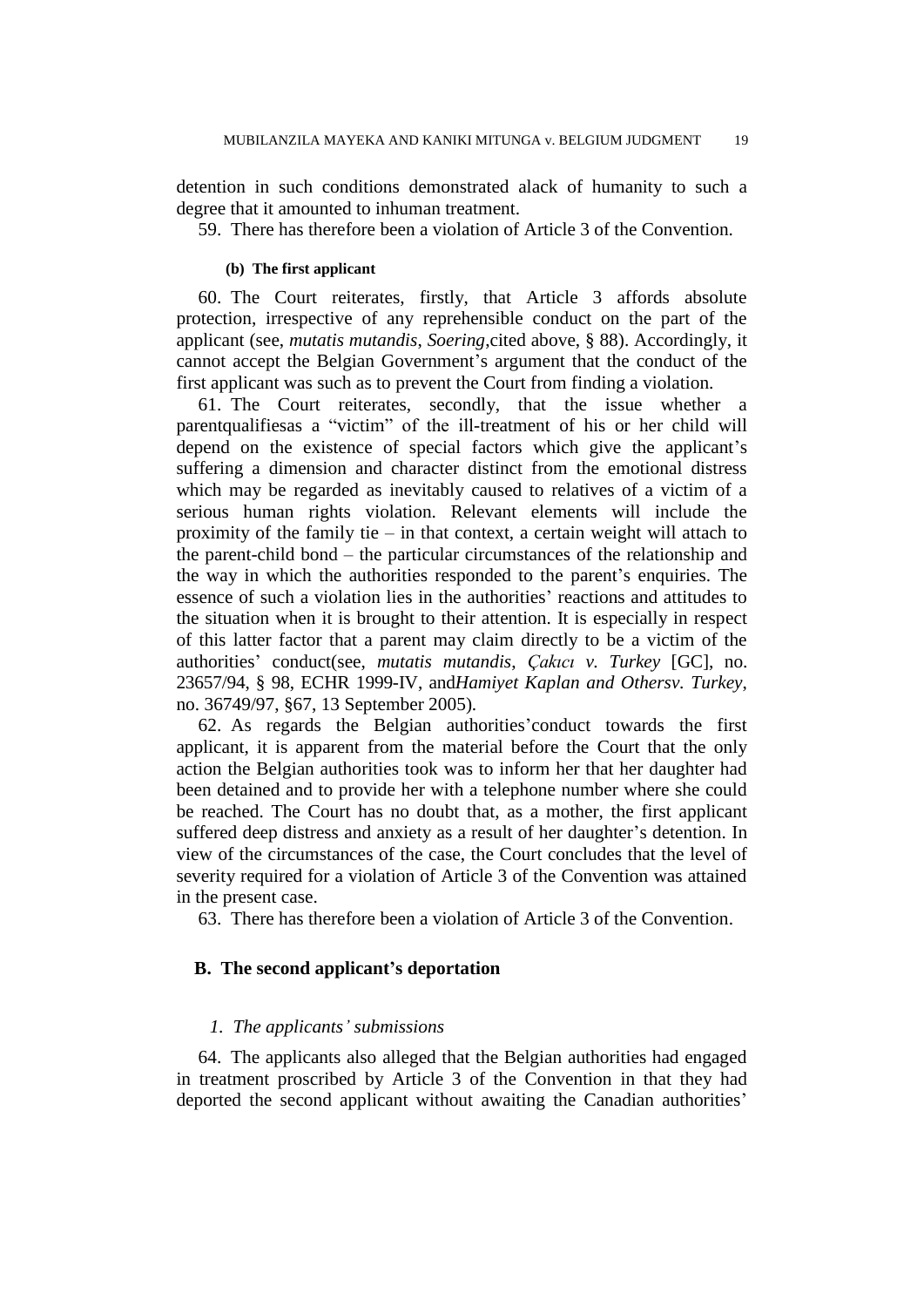detention in such conditions demonstrated alack of humanity to such a degree that it amounted to inhuman treatment.

59. There has therefore been a violation of Article 3 of the Convention.

#### (b) The first applicant

60. The Court reiterates, firstly, that Article 3 affords absolute protection, irrespective of any reprehensible conduct on the part of the applicant (see, *mutatis mutandis*, *Soering*,cited above, § 88). Accordingly, it cannot accept the Belgian Government's argument that the conduct of the first applicant was such as to prevent the Court from finding a violation.

61. The Court reiterates, secondly, that the issue whether a parentqualifiesas a "victim" of the ill-treatment of his or her child will depend on the existence of special factors which give the applicant's suffering a dimension and character distinct from the emotional distress which may be regarded as inevitably caused to relatives of a victim of a serious human rights violation. Relevant elements will include the proximity of the family tie – in that context, a certain weight will attach to the parent-child bond – the particular circumstances of the relationship and the way in which the authorities responded to the parent's enquiries. The essence of such a violation lies in the authorities' reactions and attitudes to the situation when it is brought to their attention. It is especially in respect of this latter factor that a parent may claim directly to be a victim of the authorities' conduct(see, *mutatis mutandis*, *Çakıcı v. Turkey* [GC], no. 23657/94, § 98, ECHR 1999-IV, and*Hamiyet Kaplan and Othersv. Turkey*, no. 36749/97, §67, 13 September 2005).

62. As regards the Belgian authorities'conduct towards the first applicant, it is apparent from the material before the Court that the only action the Belgian authorities took was to inform her that her daughter had been detained and to provide her with a telephone number where she could be reached. The Court has no doubt that, as a mother, the first applicant suffered deep distress and anxiety as a result of her daughter's detention. In view of the circumstances of the case, the Court concludes that the level of severity required for a violation of Article 3 of the Convention was attained in the present case.

63. There has therefore been a violation of Article 3 of the Convention.

## B. The second applicant's deportation

### *1. The applicants' submissions*

64. The applicants also alleged that the Belgian authorities had engaged in treatment proscribed by Article 3 of the Convention in that they had deported the second applicant without awaiting the Canadian authorities'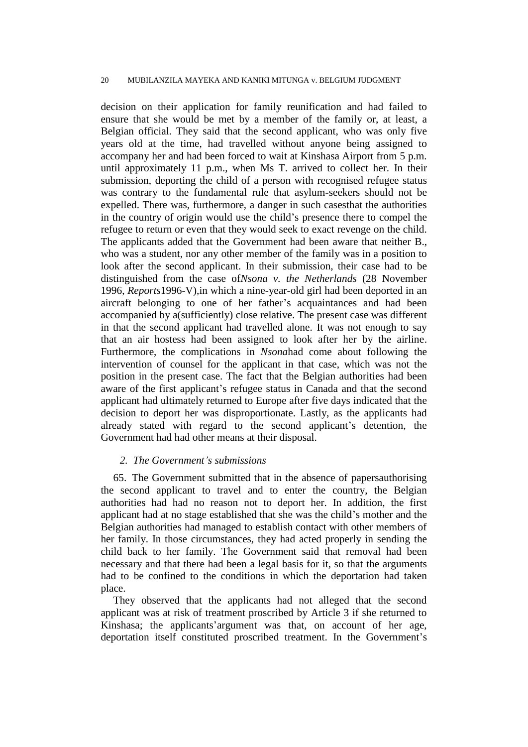decision on their application for family reunification and had failed to ensure that she would be met by a member of the family or, at least, a Belgian official. They said that the second applicant, who was only five years old at the time, had travelled without anyone being assigned to accompany her and had been forced to wait at Kinshasa Airport from 5 p.m. until approximately 11 p.m., when Ms T. arrived to collect her. In their submission, deporting the child of a person with recognised refugee status was contrary to the fundamental rule that asylum-seekers should not be expelled. There was, furthermore, a danger in such casesthat the authorities in the country of origin would use the child's presence there to compel the refugee to return or even that they would seek to exact revenge on the child. The applicants added that the Government had been aware that neither B., who was a student, nor any other member of the family was in a position to look after the second applicant. In their submission, their case had to be distinguished from the case of*Nsona v. the Netherlands* (28 November 1996, *Reports*1996-V),in which a nine-year-old girl had been deported in an aircraft belonging to one of her father's acquaintances and had been accompanied by a(sufficiently) close relative. The present case was different in that the second applicant had travelled alone. It was not enough to say that an air hostess had been assigned to look after her by the airline. Furthermore, the complications in *Nsona*had come about following the intervention of counsel for the applicant in that case, which was not the position in the present case. The fact that the Belgian authorities had been aware of the first applicant's refugee status in Canada and that the second applicant had ultimately returned to Europe after five days indicated that the decision to deport her was disproportionate. Lastly, as the applicants had already stated with regard to the second applicant's detention, the Government had had other means at their disposal.

*2. The Government's submissions*

65. The Government submitted that in the absence of papersauthorising the second applicant to travel and to enter the country, the Belgian authorities had had no reason not to deport her. In addition, the first applicant had at no stage established that she was the child's mother and the Belgian authorities had managed to establish contact with other members of her family. In those circumstances, they had acted properly in sending the child back to her family. The Government said that removal had been necessary and that there had been a legal basis for it, so that the arguments had to be confined to the conditions in which the deportation had taken place.

They observed that the applicants had not alleged that the second applicant was at risk of treatment proscribed by Article 3 if she returned to Kinshasa; the applicants'argument was that, on account of her age, deportation itself constituted proscribed treatment. In the Government's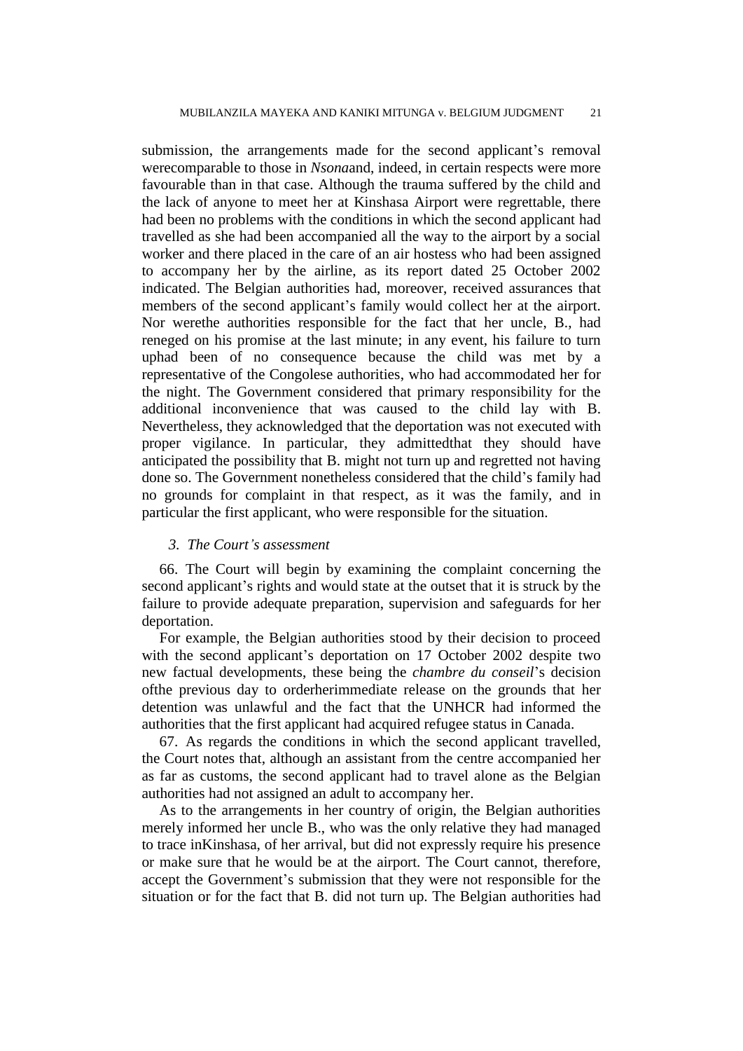submission, the arrangements made for the second applicant's removal werecomparable to those in *Nsona*and, indeed, in certain respects were more favourable than in that case. Although the trauma suffered by the child and the lack of anyone to meet her at Kinshasa Airport were regrettable, there had been no problems with the conditions in which the second applicant had travelled as she had been accompanied all the way to the airport by a social worker and there placed in the care of an air hostess who had been assigned to accompany her by the airline, as its report dated 25 October 2002 indicated. The Belgian authorities had, moreover, received assurances that members of the second applicant's family would collect her at the airport. Nor werethe authorities responsible for the fact that her uncle, B., had reneged on his promise at the last minute; in any event, his failure to turn uphad been of no consequence because the child was met by a representative of the Congolese authorities, who had accommodated her for the night. The Government considered that primary responsibility for the additional inconvenience that was caused to the child lay with B. Nevertheless, they acknowledged that the deportation was not executed with proper vigilance. In particular, they admittedthat they should have anticipated the possibility that B. might not turn up and regretted not having done so. The Government nonetheless considered that the child's family had no grounds for complaint in that respect, as it was the family, and in particular the first applicant, who were responsible for the situation.

### *3. The Court's assessment*

66. The Court will begin by examining the complaint concerning the second applicant's rights and would state at the outset that it is struck by the failure to provide adequate preparation, supervision and safeguards for her deportation.

For example, the Belgian authorities stood by their decision to proceed with the second applicant's deportation on 17 October 2002 despite two new factual developments, these being the *chambre du conseil*'s decision ofthe previous day to orderherimmediate release on the grounds that her detention was unlawful and the fact that the UNHCR had informed the authorities that the first applicant had acquired refugee status in Canada.

67. As regards the conditions in which the second applicant travelled, the Court notes that, although an assistant from the centre accompanied her as far as customs, the second applicant had to travel alone as the Belgian authorities had not assigned an adult to accompany her.

As to the arrangements in her country of origin, the Belgian authorities merely informed her uncle B., who was the only relative they had managed to trace inKinshasa, of her arrival, but did not expressly require his presence or make sure that he would be at the airport. The Court cannot, therefore, accept the Government's submission that they were not responsible for the situation or for the fact that B. did not turn up. The Belgian authorities had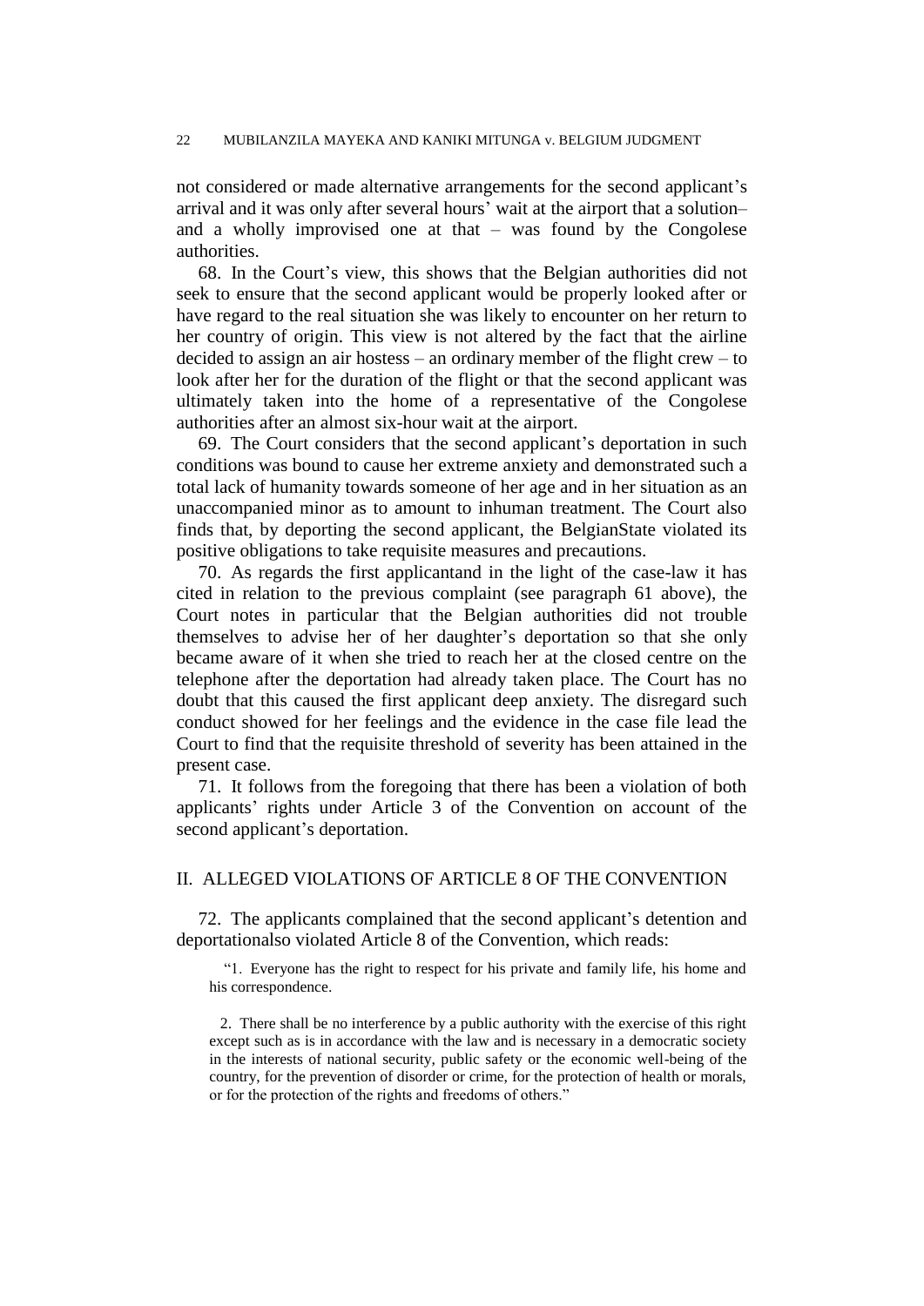not considered or made alternative arrangements for the second applicant's arrival and it was only after several hours' wait at the airport that a solution– and a wholly improvised one at that – was found by the Congolese authorities.

68. In the Court's view, this shows that the Belgian authorities did not seek to ensure that the second applicant would be properly looked after or have regard to the real situation she was likely to encounter on her return to her country of origin. This view is not altered by the fact that the airline decided to assign an air hostess – an ordinary member of the flight crew – to look after her for the duration of the flight or that the second applicant was ultimately taken into the home of a representative of the Congolese authorities after an almost six-hour wait at the airport.

69. The Court considers that the second applicant's deportation in such conditions was bound to cause her extreme anxiety and demonstrated such a total lack of humanity towards someone of her age and in her situation as an unaccompanied minor as to amount to inhuman treatment. The Court also finds that, by deporting the second applicant, the BelgianState violated its positive obligations to take requisite measures and precautions.

70. As regards the first applicantand in the light of the case-law it has cited in relation to the previous complaint (see paragraph 61 above), the Court notes in particular that the Belgian authorities did not trouble themselves to advise her of her daughter's deportation so that she only became aware of it when she tried to reach her at the closed centre on the telephone after the deportation had already taken place. The Court has no doubt that this caused the first applicant deep anxiety. The disregard such conduct showed for her feelings and the evidence in the case file lead the Court to find that the requisite threshold of severity has been attained in the present case.

71. It follows from the foregoing that there has been a violation of both applicants' rights under Article 3 of the Convention on account of the second applicant's deportation.

## II. ALLEGED VIOLATIONS OF ARTICLE 8 OF THE CONVENTION

72. The applicants complained that the second applicant's detention and deportationalso violated Article 8 of the Convention, which reads:

> "1. Everyone has the right to respect for his private and family life, his home and his correspondence.
>
> 2. There shall be no interference by a public authority with the exercise of this right except such as is in accordance with the law and is necessary in a democratic society in the interests of national security, public safety or the economic well-being of the country, for the prevention of disorder or crime, for the protection of health or morals, or for the protection of the rights and freedoms of others."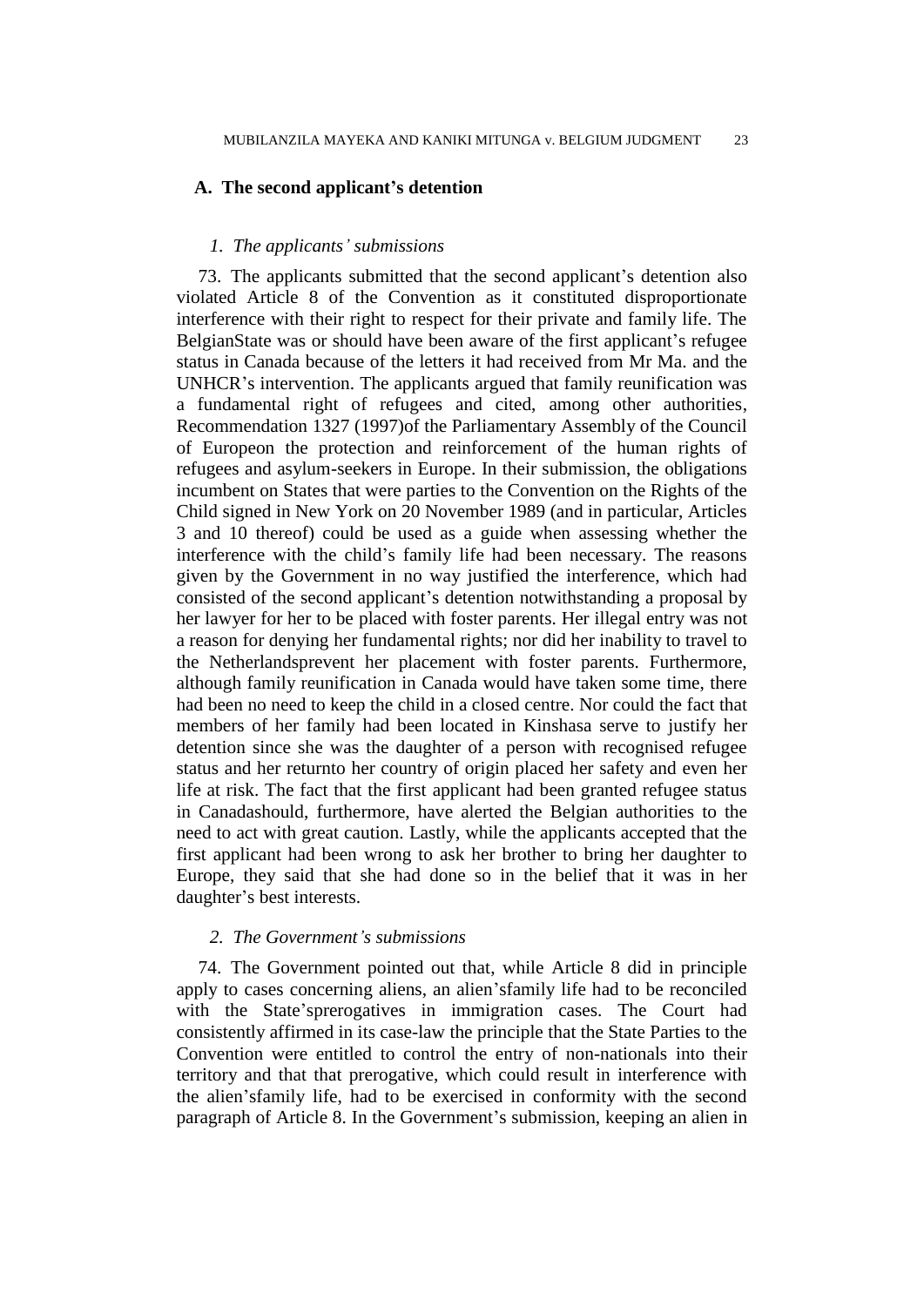### A. The second applicant's detention

#### *1. The applicants' submissions*

73. The applicants submitted that the second applicant's detention also violated Article 8 of the Convention as it constituted disproportionate interference with their right to respect for their private and family life. The BelgianState was or should have been aware of the first applicant's refugee status in Canada because of the letters it had received from Mr Ma. and the UNHCR's intervention. The applicants argued that family reunification was a fundamental right of refugees and cited, among other authorities, Recommendation 1327 (1997)of the Parliamentary Assembly of the Council of Europeon the protection and reinforcement of the human rights of refugees and asylum-seekers in Europe. In their submission, the obligations incumbent on States that were parties to the Convention on the Rights of the Child signed in New York on 20 November 1989 (and in particular, Articles 3 and 10 thereof) could be used as a guide when assessing whether the interference with the child's family life had been necessary. The reasons given by the Government in no way justified the interference, which had consisted of the second applicant's detention notwithstanding a proposal by her lawyer for her to be placed with foster parents. Her illegal entry was not a reason for denying her fundamental rights; nor did her inability to travel to the Netherlandsprevent her placement with foster parents. Furthermore, although family reunification in Canada would have taken some time, there had been no need to keep the child in a closed centre. Nor could the fact that members of her family had been located in Kinshasa serve to justify her detention since she was the daughter of a person with recognised refugee status and her returnto her country of origin placed her safety and even her life at risk. The fact that the first applicant had been granted refugee status in Canadashould, furthermore, have alerted the Belgian authorities to the need to act with great caution. Lastly, while the applicants accepted that the first applicant had been wrong to ask her brother to bring her daughter to Europe, they said that she had done so in the belief that it was in her daughter's best interests.

#### *2. The Government's submissions*

74. The Government pointed out that, while Article 8 did in principle apply to cases concerning aliens, an alien'sfamily life had to be reconciled with the State'sprerogatives in immigration cases. The Court had consistently affirmed in its case-law the principle that the State Parties to the Convention were entitled to control the entry of non-nationals into their territory and that that prerogative, which could result in interference with the alien'sfamily life, had to be exercised in conformity with the second paragraph of Article 8. In the Government's submission, keeping an alien in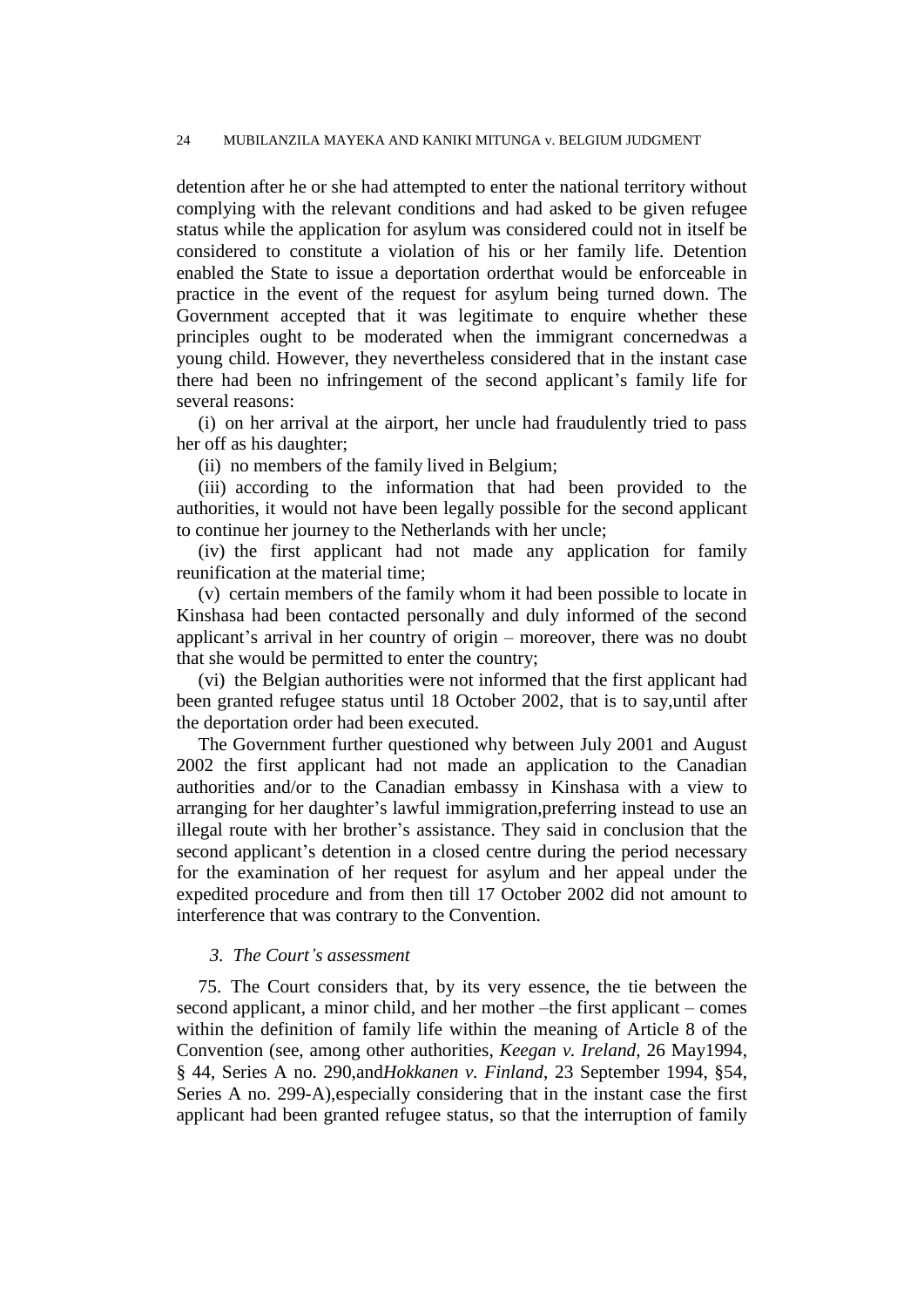detention after he or she had attempted to enter the national territory without complying with the relevant conditions and had asked to be given refugee status while the application for asylum was considered could not in itself be considered to constitute a violation of his or her family life. Detention enabled the State to issue a deportation orderthat would be enforceable in practice in the event of the request for asylum being turned down. The Government accepted that it was legitimate to enquire whether these principles ought to be moderated when the immigrant concernedwas a young child. However, they nevertheless considered that in the instant case there had been no infringement of the second applicant's family life for several reasons:

(i) on her arrival at the airport, her uncle had fraudulently tried to pass her off as his daughter;

(ii) no members of the family lived in Belgium;

(iii) according to the information that had been provided to the authorities, it would not have been legally possible for the second applicant to continue her journey to the Netherlands with her uncle;

(iv) the first applicant had not made any application for family reunification at the material time;

(v) certain members of the family whom it had been possible to locate in Kinshasa had been contacted personally and duly informed of the second applicant's arrival in her country of origin – moreover, there was no doubt that she would be permitted to enter the country;

(vi) the Belgian authorities were not informed that the first applicant had been granted refugee status until 18 October 2002, that is to say,until after the deportation order had been executed.

The Government further questioned why between July 2001 and August 2002 the first applicant had not made an application to the Canadian authorities and/or to the Canadian embassy in Kinshasa with a view to arranging for her daughter's lawful immigration,preferring instead to use an illegal route with her brother's assistance. They said in conclusion that the second applicant's detention in a closed centre during the period necessary for the examination of her request for asylum and her appeal under the expedited procedure and from then till 17 October 2002 did not amount to interference that was contrary to the Convention.

### *3. The Court's assessment*

75. The Court considers that, by its very essence, the tie between the second applicant, a minor child, and her mother –the first applicant – comes within the definition of family life within the meaning of Article 8 of the Convention (see, among other authorities, *Keegan v. Ireland*, 26 May1994, § 44, Series A no. 290,and*Hokkanen v. Finland*, 23 September 1994, §54, Series A no. 299-A),especially considering that in the instant case the first applicant had been granted refugee status, so that the interruption of family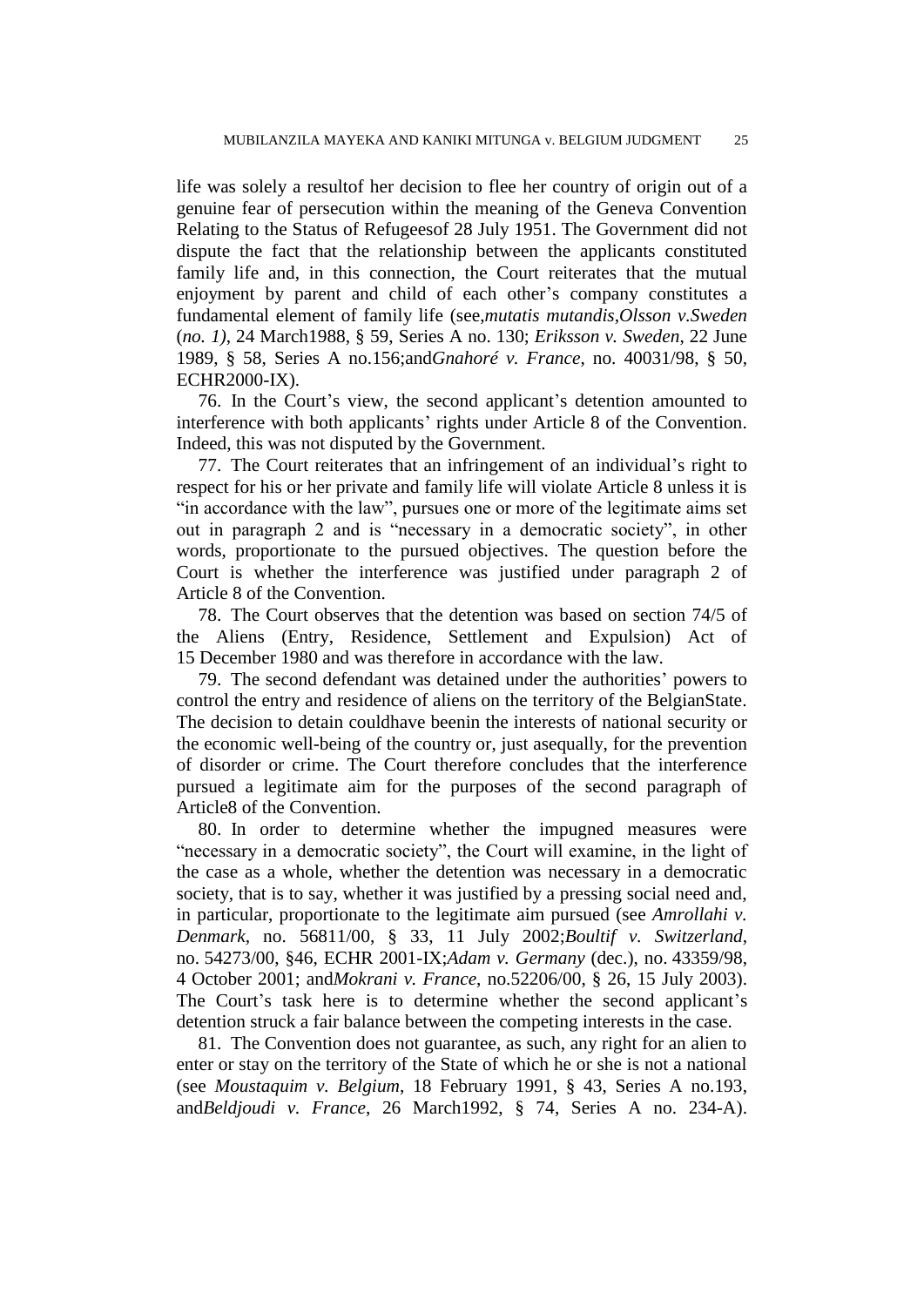life was solely a resultof her decision to flee her country of origin out of a genuine fear of persecution within the meaning of the Geneva Convention Relating to the Status of Refugeesof 28 July 1951. The Government did not dispute the fact that the relationship between the applicants constituted family life and, in this connection, the Court reiterates that the mutual enjoyment by parent and child of each other's company constitutes a fundamental element of family life (see,*mutatis mutandis*,*Olsson v.Sweden* (*no. 1)*, 24 March1988, § 59, Series A no. 130; *Eriksson v. Sweden*, 22 June 1989, § 58, Series A no.156;and*Gnahoré v. France*, no. 40031/98, § 50, ECHR2000-IX).

76. In the Court's view, the second applicant's detention amounted to interference with both applicants' rights under Article 8 of the Convention. Indeed, this was not disputed by the Government.

77. The Court reiterates that an infringement of an individual's right to respect for his or her private and family life will violate Article 8 unless it is "in accordance with the law", pursues one or more of the legitimate aims set out in paragraph 2 and is "necessary in a democratic society", in other words, proportionate to the pursued objectives. The question before the Court is whether the interference was justified under paragraph 2 of Article 8 of the Convention.

78. The Court observes that the detention was based on section 74/5 of the Aliens (Entry, Residence, Settlement and Expulsion) Act of 15 December 1980 and was therefore in accordance with the law.

79. The second defendant was detained under the authorities' powers to control the entry and residence of aliens on the territory of the BelgianState. The decision to detain couldhave beenin the interests of national security or the economic well-being of the country or, just asequally, for the prevention of disorder or crime. The Court therefore concludes that the interference pursued a legitimate aim for the purposes of the second paragraph of Article8 of the Convention.

80. In order to determine whether the impugned measures were "necessary in a democratic society", the Court will examine, in the light of the case as a whole, whether the detention was necessary in a democratic society, that is to say, whether it was justified by a pressing social need and, in particular, proportionate to the legitimate aim pursued (see *Amrollahi v. Denmark*, no. 56811/00, § 33, 11 July 2002;*Boultif v. Switzerland*, no. 54273/00, §46, ECHR 2001-IX;*Adam v. Germany* (dec.), no. 43359/98, 4 October 2001; and*Mokrani v. France*, no.52206/00, § 26, 15 July 2003). The Court's task here is to determine whether the second applicant's detention struck a fair balance between the competing interests in the case.

81. The Convention does not guarantee, as such, any right for an alien to enter or stay on the territory of the State of which he or she is not a national (see *Moustaquim v. Belgium*, 18 February 1991, § 43, Series A no.193, and*Beldjoudi v. France*, 26 March1992, § 74, Series A no. 234-A).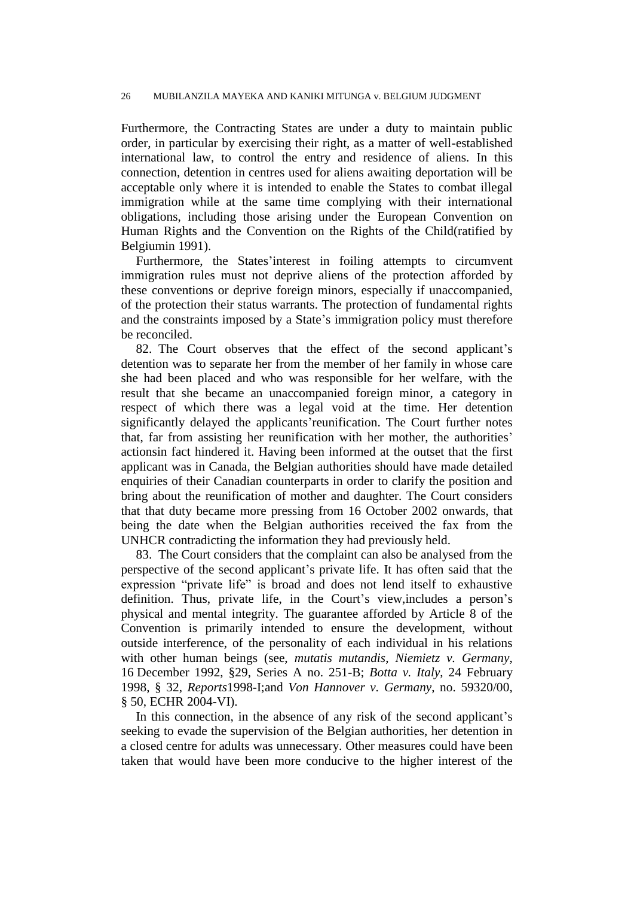Furthermore, the Contracting States are under a duty to maintain public order, in particular by exercising their right, as a matter of well-established international law, to control the entry and residence of aliens. In this connection, detention in centres used for aliens awaiting deportation will be acceptable only where it is intended to enable the States to combat illegal immigration while at the same time complying with their international obligations, including those arising under the European Convention on Human Rights and the Convention on the Rights of the Child(ratified by Belgiumin 1991).

Furthermore, the States'interest in foiling attempts to circumvent immigration rules must not deprive aliens of the protection afforded by these conventions or deprive foreign minors, especially if unaccompanied, of the protection their status warrants. The protection of fundamental rights and the constraints imposed by a State's immigration policy must therefore be reconciled.

82. The Court observes that the effect of the second applicant's detention was to separate her from the member of her family in whose care she had been placed and who was responsible for her welfare, with the result that she became an unaccompanied foreign minor, a category in respect of which there was a legal void at the time. Her detention significantly delayed the applicants'reunification. The Court further notes that, far from assisting her reunification with her mother, the authorities' actionsin fact hindered it. Having been informed at the outset that the first applicant was in Canada, the Belgian authorities should have made detailed enquiries of their Canadian counterparts in order to clarify the position and bring about the reunification of mother and daughter. The Court considers that that duty became more pressing from 16 October 2002 onwards, that being the date when the Belgian authorities received the fax from the UNHCR contradicting the information they had previously held.

83. The Court considers that the complaint can also be analysed from the perspective of the second applicant's private life. It has often said that the expression "private life" is broad and does not lend itself to exhaustive definition. Thus, private life, in the Court's view,includes a person's physical and mental integrity. The guarantee afforded by Article 8 of the Convention is primarily intended to ensure the development, without outside interference, of the personality of each individual in his relations with other human beings (see, *mutatis mutandis*, *Niemietz v. Germany*, 16 December 1992, §29, Series A no. 251-B; *Botta v. Italy*, 24 February 1998, § 32, *Reports*1998-I;and *Von Hannover v. Germany*, no. 59320/00, § 50, ECHR 2004-VI).

In this connection, in the absence of any risk of the second applicant's seeking to evade the supervision of the Belgian authorities, her detention in a closed centre for adults was unnecessary. Other measures could have been taken that would have been more conducive to the higher interest of the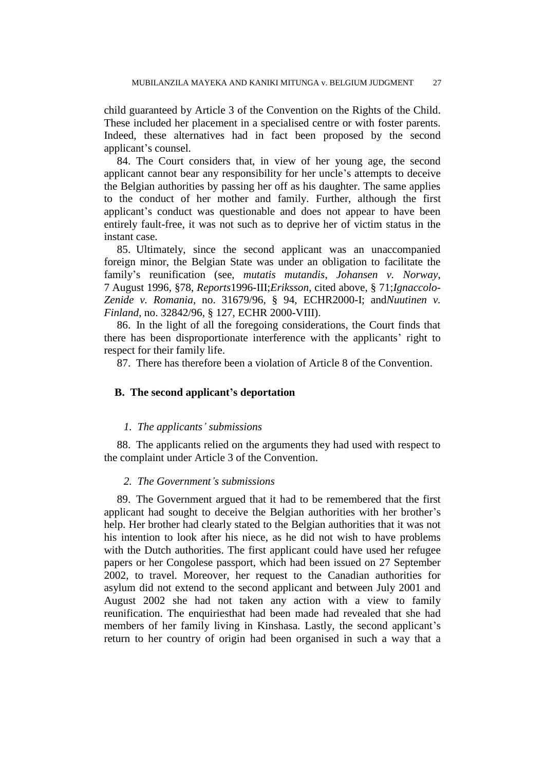child guaranteed by Article 3 of the Convention on the Rights of the Child. These included her placement in a specialised centre or with foster parents. Indeed, these alternatives had in fact been proposed by the second applicant's counsel.

84. The Court considers that, in view of her young age, the second applicant cannot bear any responsibility for her uncle's attempts to deceive the Belgian authorities by passing her off as his daughter. The same applies to the conduct of her mother and family. Further, although the first applicant's conduct was questionable and does not appear to have been entirely fault-free, it was not such as to deprive her of victim status in the instant case.

85. Ultimately, since the second applicant was an unaccompanied foreign minor, the Belgian State was under an obligation to facilitate the family's reunification (see, *mutatis mutandis*, *Johansen v. Norway*, 7 August 1996, §78, *Reports*1996-III;*Eriksson*, cited above, § 71;*Ignaccolo-Zenide v. Romania*, no. 31679/96, § 94, ECHR2000-I; and*Nuutinen v. Finland*, no. 32842/96, § 127, ECHR 2000-VIII).

86. In the light of all the foregoing considerations, the Court finds that there has been disproportionate interference with the applicants' right to respect for their family life.

87. There has therefore been a violation of Article 8 of the Convention.

## B. The second applicant's deportation

### *1. The applicants' submissions*

88. The applicants relied on the arguments they had used with respect to the complaint under Article 3 of the Convention.

### *2. The Government's submissions*

89. The Government argued that it had to be remembered that the first applicant had sought to deceive the Belgian authorities with her brother's help. Her brother had clearly stated to the Belgian authorities that it was not his intention to look after his niece, as he did not wish to have problems with the Dutch authorities. The first applicant could have used her refugee papers or her Congolese passport, which had been issued on 27 September 2002, to travel. Moreover, her request to the Canadian authorities for asylum did not extend to the second applicant and between July 2001 and August 2002 she had not taken any action with a view to family reunification. The enquiriesthat had been made had revealed that she had members of her family living in Kinshasa. Lastly, the second applicant's return to her country of origin had been organised in such a way that a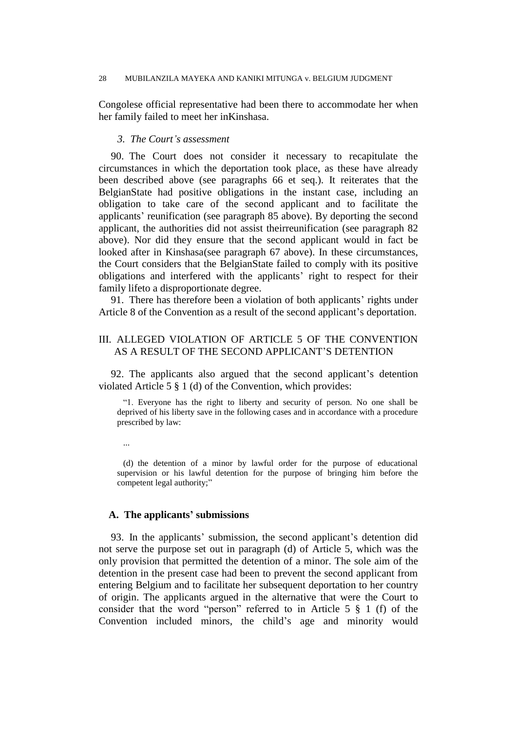Congolese official representative had been there to accommodate her when her family failed to meet her inKinshasa.

### *3. The Court's assessment*

90. The Court does not consider it necessary to recapitulate the circumstances in which the deportation took place, as these have already been described above (see paragraphs 66 et seq.). It reiterates that the BelgianState had positive obligations in the instant case, including an obligation to take care of the second applicant and to facilitate the applicants' reunification (see paragraph 85 above). By deporting the second applicant, the authorities did not assist theirreunification (see paragraph 82 above). Nor did they ensure that the second applicant would in fact be looked after in Kinshasa(see paragraph 67 above). In these circumstances, the Court considers that the BelgianState failed to comply with its positive obligations and interfered with the applicants' right to respect for their family lifeto a disproportionate degree.

91. There has therefore been a violation of both applicants' rights under Article 8 of the Convention as a result of the second applicant's deportation.

## III. ALLEGED VIOLATION OF ARTICLE 5 OF THE CONVENTION AS A RESULT OF THE SECOND APPLICANT'S DETENTION

92. The applicants also argued that the second applicant's detention violated Article 5 § 1 (d) of the Convention, which provides:

> "1. Everyone has the right to liberty and security of person. No one shall be deprived of his liberty save in the following cases and in accordance with a procedure prescribed by law:
>
> ...
>
> (d) the detention of a minor by lawful order for the purpose of educational supervision or his lawful detention for the purpose of bringing him before the competent legal authority;"

### A. The applicants' submissions

93. In the applicants' submission, the second applicant's detention did not serve the purpose set out in paragraph (d) of Article 5, which was the only provision that permitted the detention of a minor. The sole aim of the detention in the present case had been to prevent the second applicant from entering Belgium and to facilitate her subsequent deportation to her country of origin. The applicants argued in the alternative that were the Court to consider that the word "person" referred to in Article 5 § 1 (f) of the Convention included minors, the child's age and minority would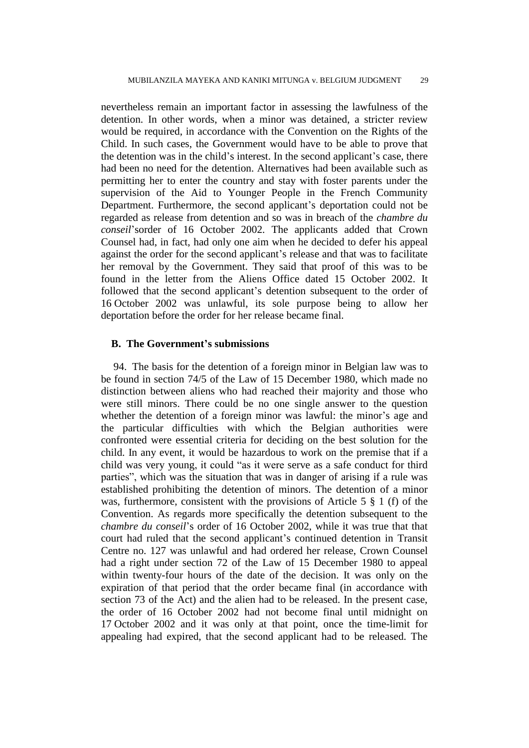nevertheless remain an important factor in assessing the lawfulness of the detention. In other words, when a minor was detained, a stricter review would be required, in accordance with the Convention on the Rights of the Child. In such cases, the Government would have to be able to prove that the detention was in the child's interest. In the second applicant's case, there had been no need for the detention. Alternatives had been available such as permitting her to enter the country and stay with foster parents under the supervision of the Aid to Younger People in the French Community Department. Furthermore, the second applicant's deportation could not be regarded as release from detention and so was in breach of the *chambre du conseil*'sorder of 16 October 2002. The applicants added that Crown Counsel had, in fact, had only one aim when he decided to defer his appeal against the order for the second applicant's release and that was to facilitate her removal by the Government. They said that proof of this was to be found in the letter from the Aliens Office dated 15 October 2002. It followed that the second applicant's detention subsequent to the order of 16 October 2002 was unlawful, its sole purpose being to allow her deportation before the order for her release became final.

## B. The Government's submissions

94. The basis for the detention of a foreign minor in Belgian law was to be found in section 74/5 of the Law of 15 December 1980, which made no distinction between aliens who had reached their majority and those who were still minors. There could be no one single answer to the question whether the detention of a foreign minor was lawful: the minor's age and the particular difficulties with which the Belgian authorities were confronted were essential criteria for deciding on the best solution for the child. In any event, it would be hazardous to work on the premise that if a child was very young, it could "as it were serve as a safe conduct for third parties", which was the situation that was in danger of arising if a rule was established prohibiting the detention of minors. The detention of a minor was, furthermore, consistent with the provisions of Article 5 § 1 (f) of the Convention. As regards more specifically the detention subsequent to the *chambre du conseil*'s order of 16 October 2002, while it was true that that court had ruled that the second applicant's continued detention in Transit Centre no. 127 was unlawful and had ordered her release, Crown Counsel had a right under section 72 of the Law of 15 December 1980 to appeal within twenty-four hours of the date of the decision. It was only on the expiration of that period that the order became final (in accordance with section 73 of the Act) and the alien had to be released. In the present case, the order of 16 October 2002 had not become final until midnight on 17 October 2002 and it was only at that point, once the time-limit for appealing had expired, that the second applicant had to be released. The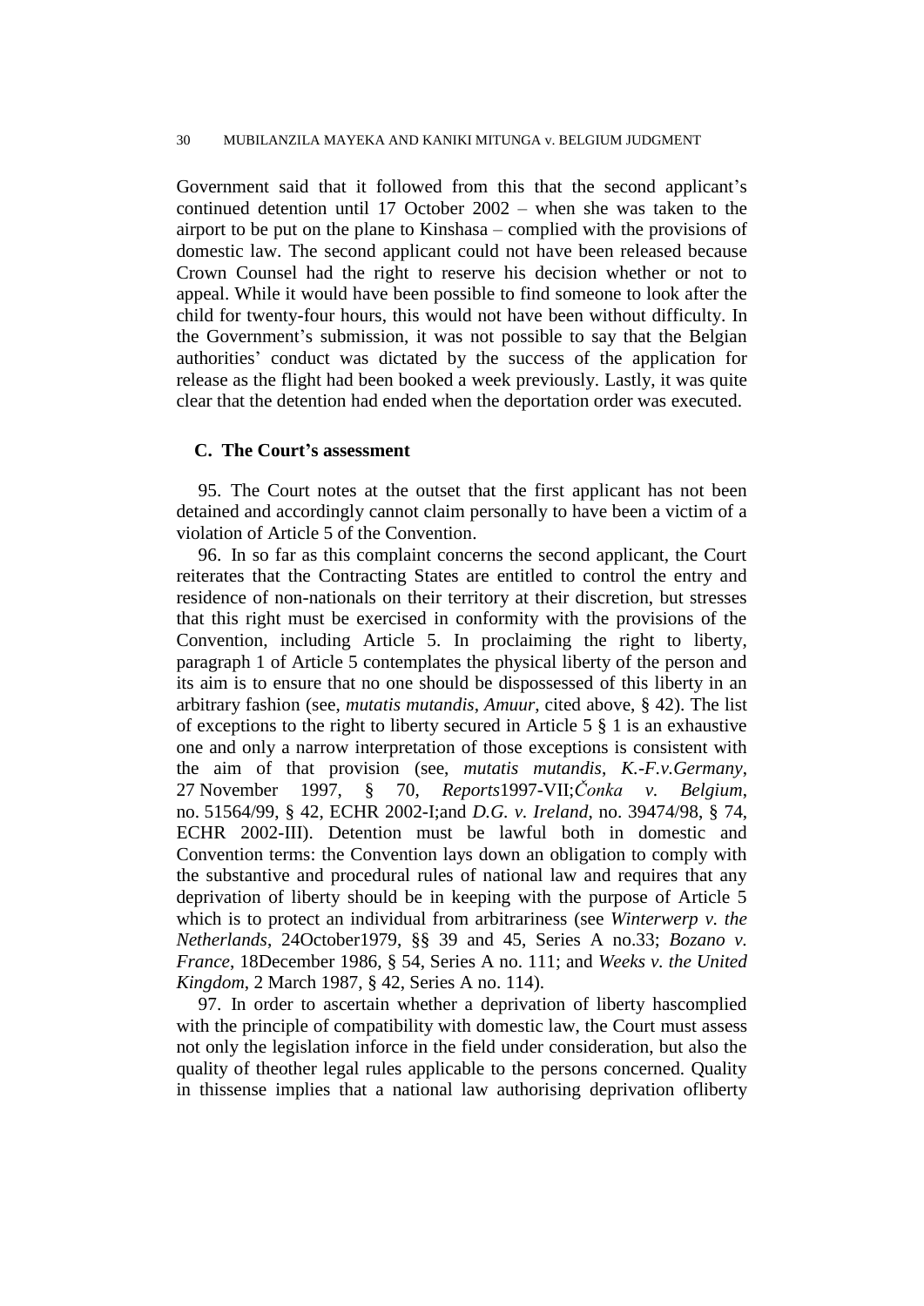Government said that it followed from this that the second applicant's continued detention until 17 October 2002 – when she was taken to the airport to be put on the plane to Kinshasa – complied with the provisions of domestic law. The second applicant could not have been released because Crown Counsel had the right to reserve his decision whether or not to appeal. While it would have been possible to find someone to look after the child for twenty-four hours, this would not have been without difficulty. In the Government's submission, it was not possible to say that the Belgian authorities' conduct was dictated by the success of the application for release as the flight had been booked a week previously. Lastly, it was quite clear that the detention had ended when the deportation order was executed.

### C. The Court's assessment

95. The Court notes at the outset that the first applicant has not been detained and accordingly cannot claim personally to have been a victim of a violation of Article 5 of the Convention.

96. In so far as this complaint concerns the second applicant, the Court reiterates that the Contracting States are entitled to control the entry and residence of non-nationals on their territory at their discretion, but stresses that this right must be exercised in conformity with the provisions of the Convention, including Article 5. In proclaiming the right to liberty, paragraph 1 of Article 5 contemplates the physical liberty of the person and its aim is to ensure that no one should be dispossessed of this liberty in an arbitrary fashion (see, *mutatis mutandis*, *Amuur*, cited above, § 42). The list of exceptions to the right to liberty secured in Article 5 § 1 is an exhaustive one and only a narrow interpretation of those exceptions is consistent with the aim of that provision (see, *mutatis mutandis*, *K.-F.v.Germany*, 27 November 1997, § 70, *Reports*1997-VII;*Čonka v. Belgium*, no. 51564/99, § 42, ECHR 2002-I;and *D.G. v. Ireland*, no. 39474/98, § 74, ECHR 2002-III). Detention must be lawful both in domestic and Convention terms: the Convention lays down an obligation to comply with the substantive and procedural rules of national law and requires that any deprivation of liberty should be in keeping with the purpose of Article 5 which is to protect an individual from arbitrariness (see *Winterwerp v. the Netherlands*, 24October1979, §§ 39 and 45, Series A no.33; *Bozano v. France*, 18December 1986, § 54, Series A no. 111; and *Weeks v. the United Kingdom*, 2 March 1987, § 42, Series A no. 114).

97. In order to ascertain whether a deprivation of liberty hascomplied with the principle of compatibility with domestic law, the Court must assess not only the legislation inforce in the field under consideration, but also the quality of theother legal rules applicable to the persons concerned. Quality in thissense implies that a national law authorising deprivation ofliberty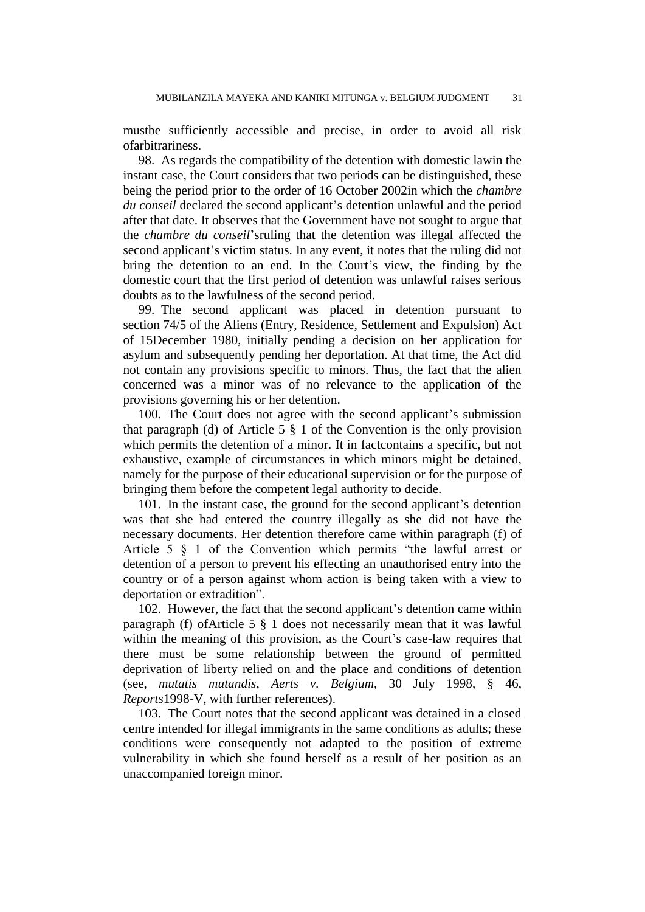mustbe sufficiently accessible and precise, in order to avoid all risk ofarbitrariness.

98. As regards the compatibility of the detention with domestic lawin the instant case, the Court considers that two periods can be distinguished, these being the period prior to the order of 16 October 2002in which the *chambre du conseil* declared the second applicant's detention unlawful and the period after that date. It observes that the Government have not sought to argue that the *chambre du conseil*'sruling that the detention was illegal affected the second applicant's victim status. In any event, it notes that the ruling did not bring the detention to an end. In the Court's view, the finding by the domestic court that the first period of detention was unlawful raises serious doubts as to the lawfulness of the second period.

99. The second applicant was placed in detention pursuant to section 74/5 of the Aliens (Entry, Residence, Settlement and Expulsion) Act of 15December 1980, initially pending a decision on her application for asylum and subsequently pending her deportation. At that time, the Act did not contain any provisions specific to minors. Thus, the fact that the alien concerned was a minor was of no relevance to the application of the provisions governing his or her detention.

100. The Court does not agree with the second applicant's submission that paragraph (d) of Article 5 § 1 of the Convention is the only provision which permits the detention of a minor. It in factcontains a specific, but not exhaustive, example of circumstances in which minors might be detained, namely for the purpose of their educational supervision or for the purpose of bringing them before the competent legal authority to decide.

101. In the instant case, the ground for the second applicant's detention was that she had entered the country illegally as she did not have the necessary documents. Her detention therefore came within paragraph (f) of Article 5 § 1 of the Convention which permits "the lawful arrest or detention of a person to prevent his effecting an unauthorised entry into the country or of a person against whom action is being taken with a view to deportation or extradition".

102. However, the fact that the second applicant's detention came within paragraph (f) ofArticle 5 § 1 does not necessarily mean that it was lawful within the meaning of this provision, as the Court's case-law requires that there must be some relationship between the ground of permitted deprivation of liberty relied on and the place and conditions of detention (see, *mutatis mutandis*, *Aerts v. Belgium*, 30 July 1998, § 46, *Reports*1998-V, with further references).

103. The Court notes that the second applicant was detained in a closed centre intended for illegal immigrants in the same conditions as adults; these conditions were consequently not adapted to the position of extreme vulnerability in which she found herself as a result of her position as an unaccompanied foreign minor.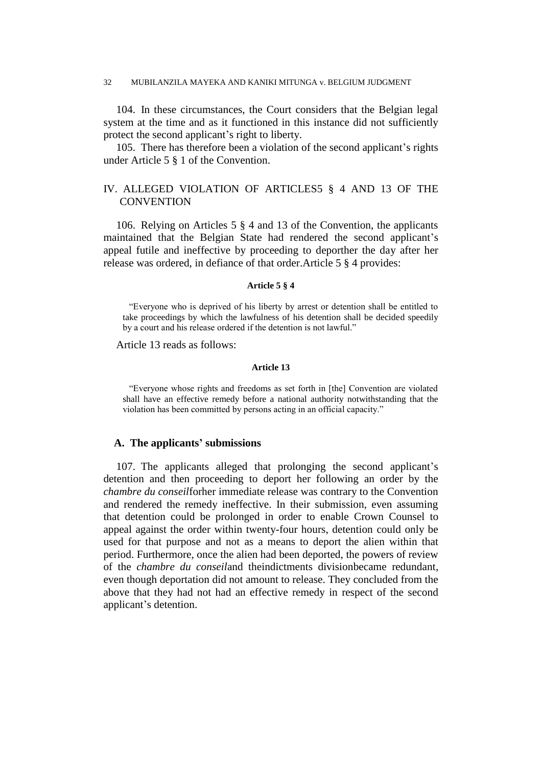104. In these circumstances, the Court considers that the Belgian legal system at the time and as it functioned in this instance did not sufficiently protect the second applicant's right to liberty.

105. There has therefore been a violation of the second applicant's rights under Article 5 § 1 of the Convention.

## IV. ALLEGED VIOLATION OF ARTICLES5 § 4 AND 13 OF THE CONVENTION

106. Relying on Articles 5 § 4 and 13 of the Convention, the applicants maintained that the Belgian State had rendered the second applicant's appeal futile and ineffective by proceeding to deporther the day after her release was ordered, in defiance of that order.Article 5 § 4 provides:

**Article 5 § 4**

> "Everyone who is deprived of his liberty by arrest or detention shall be entitled to take proceedings by which the lawfulness of his detention shall be decided speedily by a court and his release ordered if the detention is not lawful."

Article 13 reads as follows:

**Article 13**

> "Everyone whose rights and freedoms as set forth in [the] Convention are violated shall have an effective remedy before a national authority notwithstanding that the violation has been committed by persons acting in an official capacity."

### A. The applicants' submissions

107. The applicants alleged that prolonging the second applicant's detention and then proceeding to deport her following an order by the *chambre du conseil*forher immediate release was contrary to the Convention and rendered the remedy ineffective. In their submission, even assuming that detention could be prolonged in order to enable Crown Counsel to appeal against the order within twenty-four hours, detention could only be used for that purpose and not as a means to deport the alien within that period. Furthermore, once the alien had been deported, the powers of review of the *chambre du conseil*and theindictments divisionbecame redundant, even though deportation did not amount to release. They concluded from the above that they had not had an effective remedy in respect of the second applicant's detention.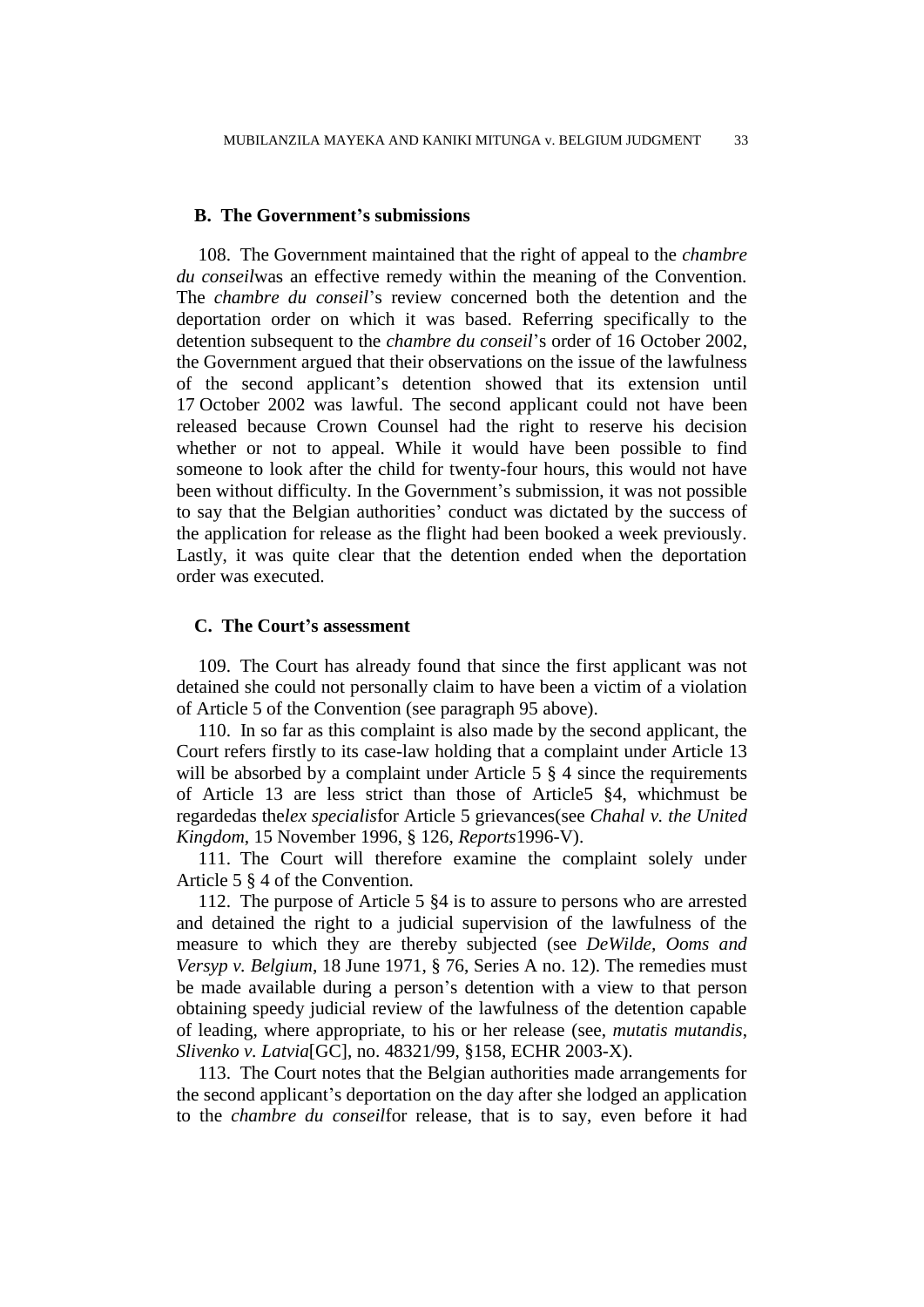### B. The Government's submissions

108. The Government maintained that the right of appeal to the *chambre du conseil*was an effective remedy within the meaning of the Convention. The *chambre du conseil*'s review concerned both the detention and the deportation order on which it was based. Referring specifically to the detention subsequent to the *chambre du conseil*'s order of 16 October 2002, the Government argued that their observations on the issue of the lawfulness of the second applicant's detention showed that its extension until 17 October 2002 was lawful. The second applicant could not have been released because Crown Counsel had the right to reserve his decision whether or not to appeal. While it would have been possible to find someone to look after the child for twenty-four hours, this would not have been without difficulty. In the Government's submission, it was not possible to say that the Belgian authorities' conduct was dictated by the success of the application for release as the flight had been booked a week previously. Lastly, it was quite clear that the detention ended when the deportation order was executed.

### C. The Court's assessment

109. The Court has already found that since the first applicant was not detained she could not personally claim to have been a victim of a violation of Article 5 of the Convention (see paragraph 95 above).

110. In so far as this complaint is also made by the second applicant, the Court refers firstly to its case-law holding that a complaint under Article 13 will be absorbed by a complaint under Article 5 § 4 since the requirements of Article 13 are less strict than those of Article5 §4, whichmust be regardedas the*lex specialis*for Article 5 grievances(see *Chahal v. the United Kingdom*, 15 November 1996, § 126, *Reports*1996-V).

111. The Court will therefore examine the complaint solely under Article 5 § 4 of the Convention.

112. The purpose of Article 5 §4 is to assure to persons who are arrested and detained the right to a judicial supervision of the lawfulness of the measure to which they are thereby subjected (see *DeWilde, Ooms and Versyp v. Belgium*, 18 June 1971, § 76, Series A no. 12). The remedies must be made available during a person's detention with a view to that person obtaining speedy judicial review of the lawfulness of the detention capable of leading, where appropriate, to his or her release (see, *mutatis mutandis*, *Slivenko v. Latvia*[GC], no. 48321/99, §158, ECHR 2003-X).

113. The Court notes that the Belgian authorities made arrangements for the second applicant's deportation on the day after she lodged an application to the *chambre du conseil*for release, that is to say, even before it had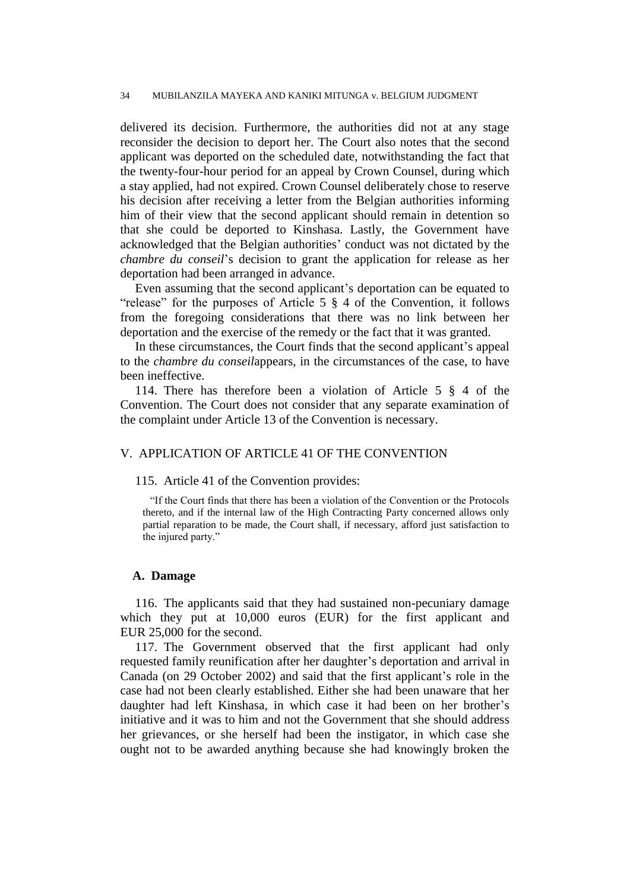delivered its decision. Furthermore, the authorities did not at any stage reconsider the decision to deport her. The Court also notes that the second applicant was deported on the scheduled date, notwithstanding the fact that the twenty-four-hour period for an appeal by Crown Counsel, during which a stay applied, had not expired. Crown Counsel deliberately chose to reserve his decision after receiving a letter from the Belgian authorities informing him of their view that the second applicant should remain in detention so that she could be deported to Kinshasa. Lastly, the Government have acknowledged that the Belgian authorities' conduct was not dictated by the *chambre du conseil*'s decision to grant the application for release as her deportation had been arranged in advance.

Even assuming that the second applicant's deportation can be equated to "release" for the purposes of Article 5 § 4 of the Convention, it follows from the foregoing considerations that there was no link between her deportation and the exercise of the remedy or the fact that it was granted.

In these circumstances, the Court finds that the second applicant's appeal to the *chambre du conseil*appears, in the circumstances of the case, to have been ineffective.

114. There has therefore been a violation of Article 5 § 4 of the Convention. The Court does not consider that any separate examination of the complaint under Article 13 of the Convention is necessary.

## V. APPLICATION OF ARTICLE 41 OF THE CONVENTION

115. Article 41 of the Convention provides:

> "If the Court finds that there has been a violation of the Convention or the Protocols thereto, and if the internal law of the High Contracting Party concerned allows only partial reparation to be made, the Court shall, if necessary, afford just satisfaction to the injured party."

### A. Damage

116. The applicants said that they had sustained non-pecuniary damage which they put at 10,000 euros (EUR) for the first applicant and EUR 25,000 for the second.

117. The Government observed that the first applicant had only requested family reunification after her daughter's deportation and arrival in Canada (on 29 October 2002) and said that the first applicant's role in the case had not been clearly established. Either she had been unaware that her daughter had left Kinshasa, in which case it had been on her brother's initiative and it was to him and not the Government that she should address her grievances, or she herself had been the instigator, in which case she ought not to be awarded anything because she had knowingly broken the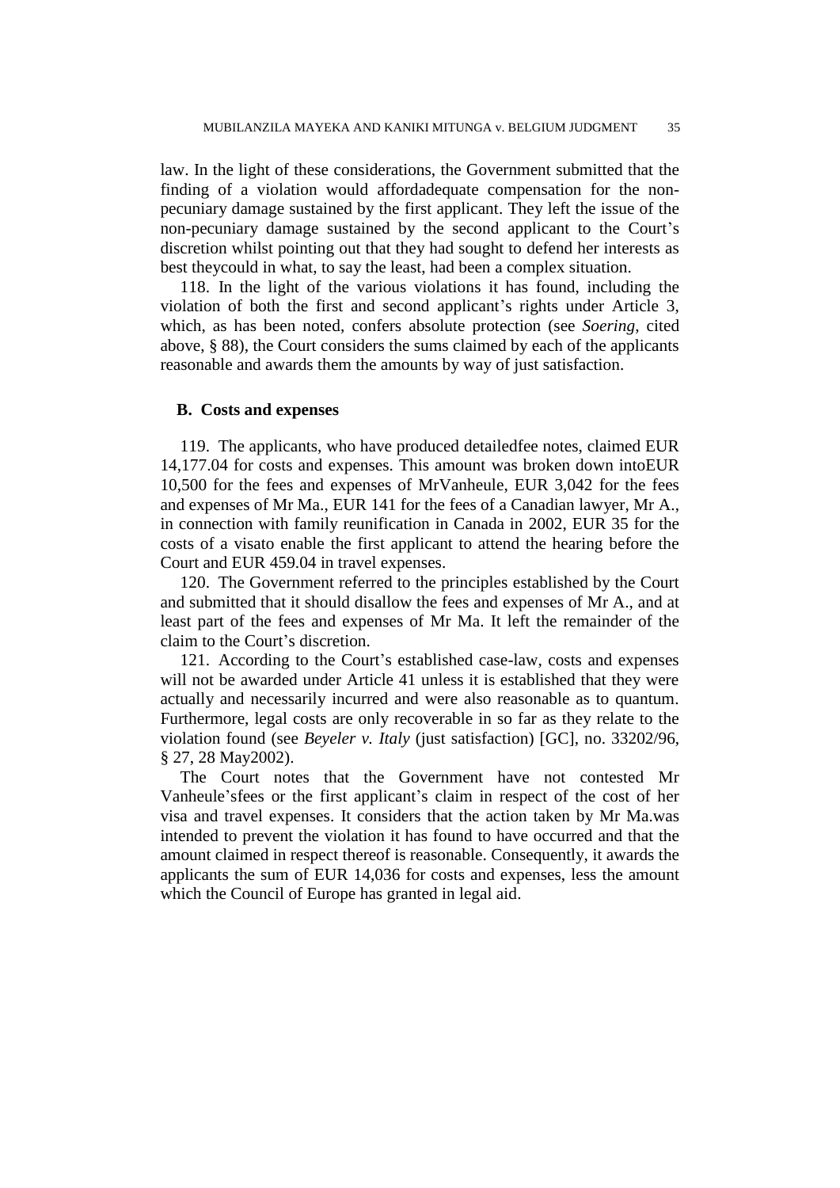law. In the light of these considerations, the Government submitted that the finding of a violation would affordadequate compensation for the non-pecuniary damage sustained by the first applicant. They left the issue of the non-pecuniary damage sustained by the second applicant to the Court's discretion whilst pointing out that they had sought to defend her interests as best theycould in what, to say the least, had been a complex situation.

118. In the light of the various violations it has found, including the violation of both the first and second applicant's rights under Article 3, which, as has been noted, confers absolute protection (see *Soering*, cited above, § 88), the Court considers the sums claimed by each of the applicants reasonable and awards them the amounts by way of just satisfaction.

### B. Costs and expenses

119. The applicants, who have produced detailedfee notes, claimed EUR 14,177.04 for costs and expenses. This amount was broken down intoEUR 10,500 for the fees and expenses of MrVanheule, EUR 3,042 for the fees and expenses of Mr Ma., EUR 141 for the fees of a Canadian lawyer, Mr A., in connection with family reunification in Canada in 2002, EUR 35 for the costs of a visato enable the first applicant to attend the hearing before the Court and EUR 459.04 in travel expenses.

120. The Government referred to the principles established by the Court and submitted that it should disallow the fees and expenses of Mr A., and at least part of the fees and expenses of Mr Ma. It left the remainder of the claim to the Court's discretion.

121. According to the Court's established case-law, costs and expenses will not be awarded under Article 41 unless it is established that they were actually and necessarily incurred and were also reasonable as to quantum. Furthermore, legal costs are only recoverable in so far as they relate to the violation found (see *Beyeler v. Italy* (just satisfaction) [GC], no. 33202/96, § 27, 28 May2002).

The Court notes that the Government have not contested Mr Vanheule'sfees or the first applicant's claim in respect of the cost of her visa and travel expenses. It considers that the action taken by Mr Ma.was intended to prevent the violation it has found to have occurred and that the amount claimed in respect thereof is reasonable. Consequently, it awards the applicants the sum of EUR 14,036 for costs and expenses, less the amount which the Council of Europe has granted in legal aid.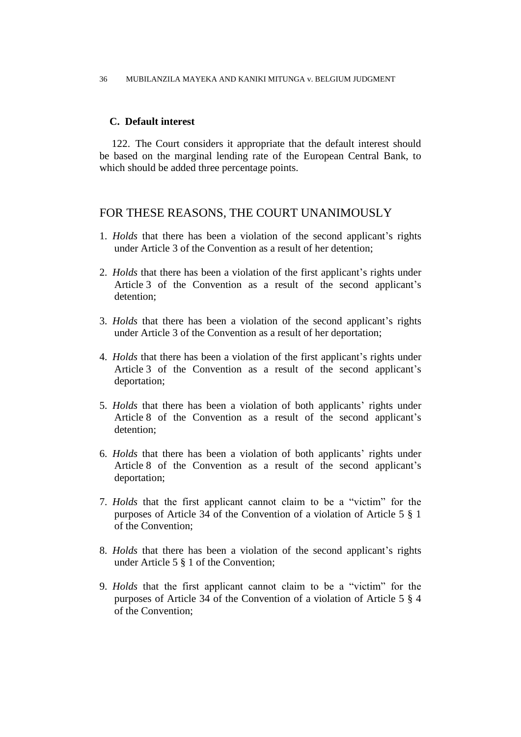### C. Default interest

122. The Court considers it appropriate that the default interest should be based on the marginal lending rate of the European Central Bank, to which should be added three percentage points.

## FOR THESE REASONS, THE COURT UNANIMOUSLY

1. *Holds* that there has been a violation of the second applicant's rights under Article 3 of the Convention as a result of her detention;

2. *Holds* that there has been a violation of the first applicant's rights under Article 3 of the Convention as a result of the second applicant's detention;

3. *Holds* that there has been a violation of the second applicant's rights under Article 3 of the Convention as a result of her deportation;

4. *Holds* that there has been a violation of the first applicant's rights under Article 3 of the Convention as a result of the second applicant's deportation;

5. *Holds* that there has been a violation of both applicants' rights under Article 8 of the Convention as a result of the second applicant's detention;

6. *Holds* that there has been a violation of both applicants' rights under Article 8 of the Convention as a result of the second applicant's deportation;

7. *Holds* that the first applicant cannot claim to be a "victim" for the purposes of Article 34 of the Convention of a violation of Article 5 § 1 of the Convention;

8. *Holds* that there has been a violation of the second applicant's rights under Article 5 § 1 of the Convention;

9. *Holds* that the first applicant cannot claim to be a "victim" for the purposes of Article 34 of the Convention of a violation of Article 5 § 4 of the Convention;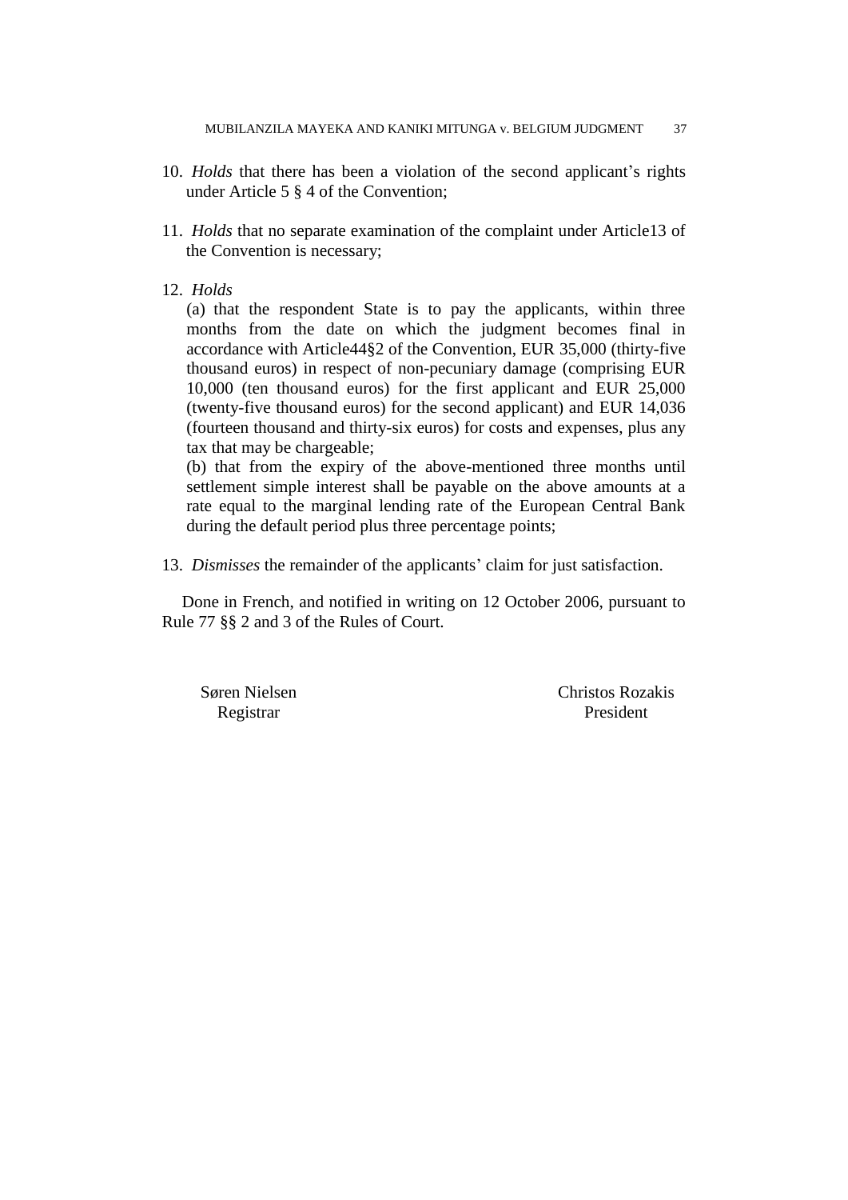10. *Holds* that there has been a violation of the second applicant's rights under Article 5 § 4 of the Convention;

11. *Holds* that no separate examination of the complaint under Article13 of the Convention is necessary;

12. *Holds*

    (a) that the respondent State is to pay the applicants, within three months from the date on which the judgment becomes final in accordance with Article44§2 of the Convention, EUR 35,000 (thirty-five thousand euros) in respect of non-pecuniary damage (comprising EUR 10,000 (ten thousand euros) for the first applicant and EUR 25,000 (twenty-five thousand euros) for the second applicant) and EUR 14,036 (fourteen thousand and thirty-six euros) for costs and expenses, plus any tax that may be chargeable;

    (b) that from the expiry of the above-mentioned three months until settlement simple interest shall be payable on the above amounts at a rate equal to the marginal lending rate of the European Central Bank during the default period plus three percentage points;

13. *Dismisses* the remainder of the applicants' claim for just satisfaction.

Done in French, and notified in writing on 12 October 2006, pursuant to Rule 77 §§ 2 and 3 of the Rules of Court.

Søren Nielsen
Registrar

Christos Rozakis
President